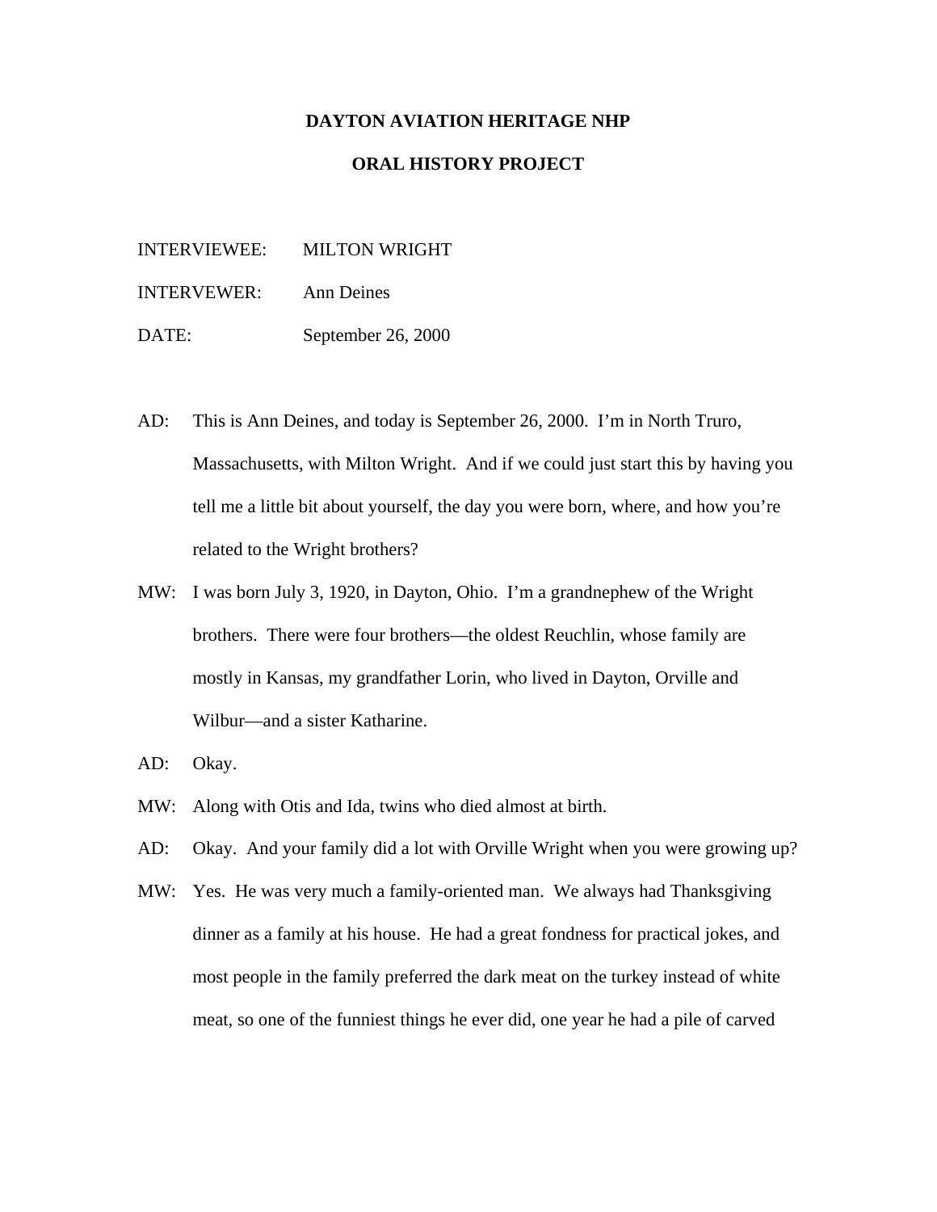**DAYTON AVIATION HERITAGE NHP**

**ORAL HISTORY PROJECT**

INTERVIEWEE: MILTON WRIGHT

INTERVEWER: Ann Deines

DATE: September 26, 2000

AD: This is Ann Deines, and today is September 26, 2000. I'm in North Truro, Massachusetts, with Milton Wright. And if we could just start this by having you tell me a little bit about yourself, the day you were born, where, and how you're related to the Wright brothers?

MW: I was born July 3, 1920, in Dayton, Ohio. I'm a grandnephew of the Wright brothers. There were four brothers—the oldest Reuchlin, whose family are mostly in Kansas, my grandfather Lorin, who lived in Dayton, Orville and Wilbur—and a sister Katharine.

AD: Okay.

MW: Along with Otis and Ida, twins who died almost at birth.

AD: Okay. And your family did a lot with Orville Wright when you were growing up?

MW: Yes. He was very much a family-oriented man. We always had Thanksgiving dinner as a family at his house. He had a great fondness for practical jokes, and most people in the family preferred the dark meat on the turkey instead of white meat, so one of the funniest things he ever did, one year he had a pile of carved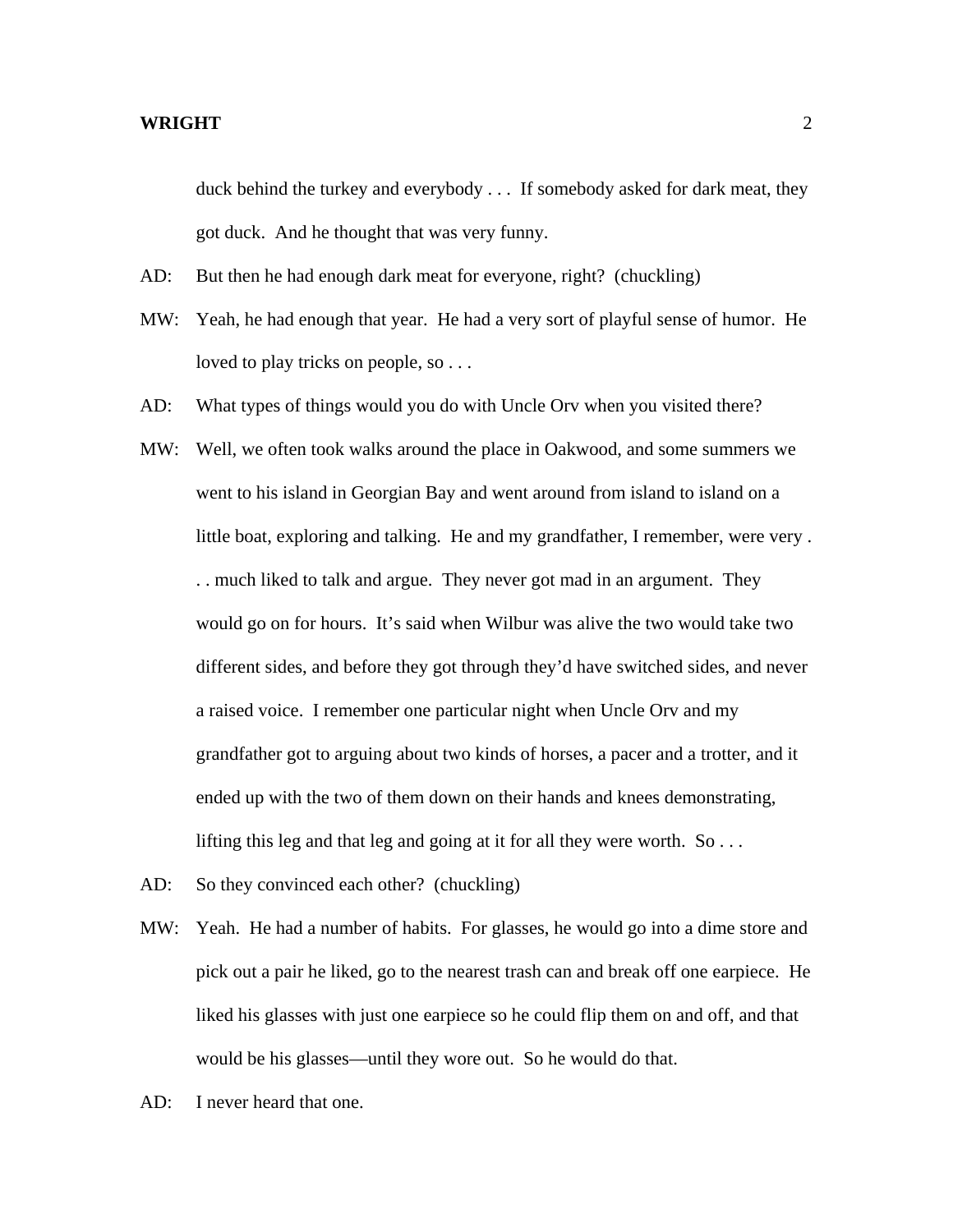duck behind the turkey and everybody . . .  If somebody asked for dark meat, they got duck.  And he thought that was very funny.

AD: But then he had enough dark meat for everyone, right?  (chuckling)

MW: Yeah, he had enough that year.  He had a very sort of playful sense of humor.  He loved to play tricks on people, so . . .

AD: What types of things would you do with Uncle Orv when you visited there?

MW: Well, we often took walks around the place in Oakwood, and some summers we went to his island in Georgian Bay and went around from island to island on a little boat, exploring and talking.  He and my grandfather, I remember, were very . . . much liked to talk and argue.  They never got mad in an argument.  They would go on for hours.  It's said when Wilbur was alive the two would take two different sides, and before they got through they'd have switched sides, and never a raised voice.  I remember one particular night when Uncle Orv and my grandfather got to arguing about two kinds of horses, a pacer and a trotter, and it ended up with the two of them down on their hands and knees demonstrating, lifting this leg and that leg and going at it for all they were worth.  So . . .

AD: So they convinced each other?  (chuckling)

MW: Yeah.  He had a number of habits.  For glasses, he would go into a dime store and pick out a pair he liked, go to the nearest trash can and break off one earpiece.  He liked his glasses with just one earpiece so he could flip them on and off, and that would be his glasses—until they wore out.  So he would do that.

AD: I never heard that one.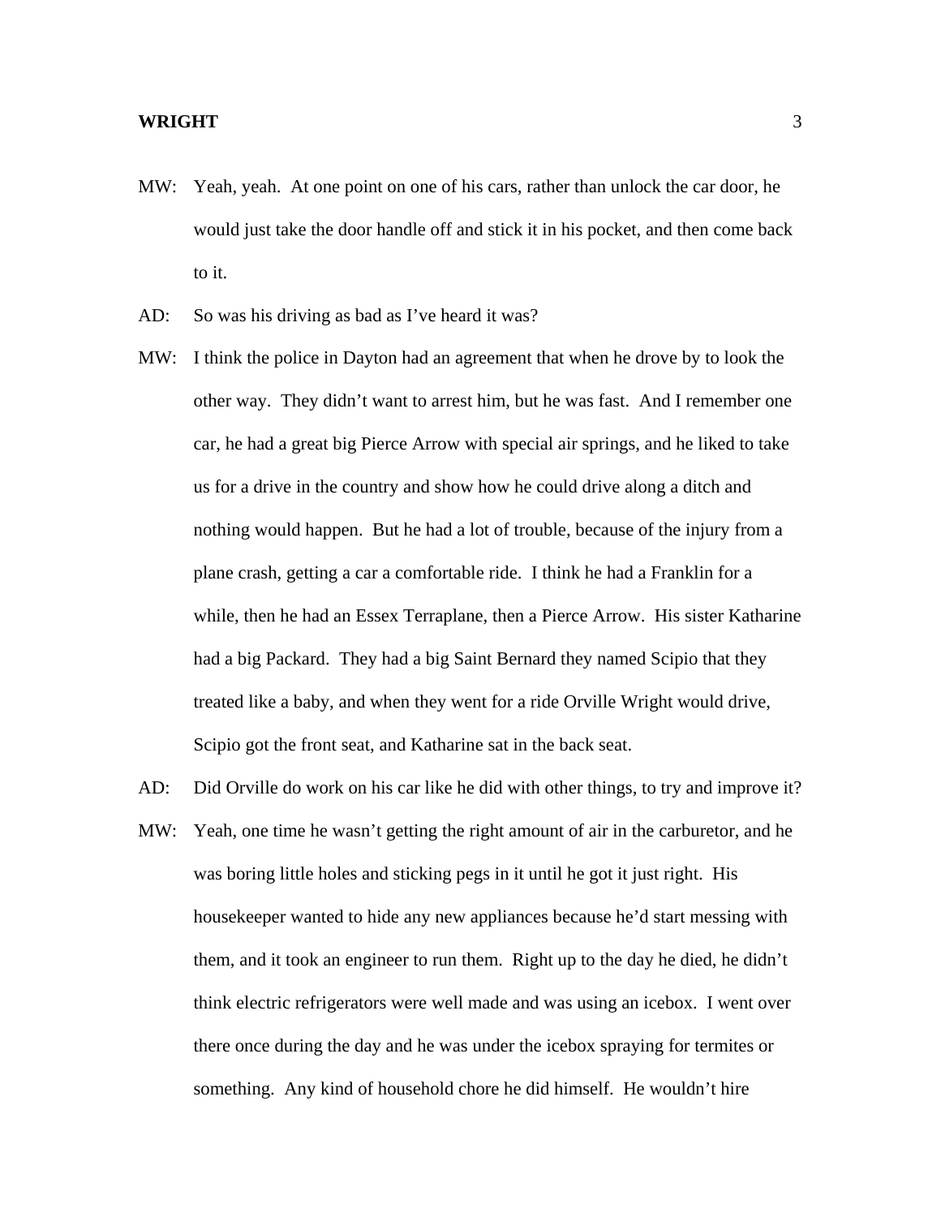MW: Yeah, yeah. At one point on one of his cars, rather than unlock the car door, he would just take the door handle off and stick it in his pocket, and then come back to it.

AD: So was his driving as bad as I've heard it was?

MW: I think the police in Dayton had an agreement that when he drove by to look the other way. They didn't want to arrest him, but he was fast. And I remember one car, he had a great big Pierce Arrow with special air springs, and he liked to take us for a drive in the country and show how he could drive along a ditch and nothing would happen. But he had a lot of trouble, because of the injury from a plane crash, getting a car a comfortable ride. I think he had a Franklin for a while, then he had an Essex Terraplane, then a Pierce Arrow. His sister Katharine had a big Packard. They had a big Saint Bernard they named Scipio that they treated like a baby, and when they went for a ride Orville Wright would drive, Scipio got the front seat, and Katharine sat in the back seat.

AD: Did Orville do work on his car like he did with other things, to try and improve it?

MW: Yeah, one time he wasn't getting the right amount of air in the carburetor, and he was boring little holes and sticking pegs in it until he got it just right. His housekeeper wanted to hide any new appliances because he'd start messing with them, and it took an engineer to run them. Right up to the day he died, he didn't think electric refrigerators were well made and was using an icebox. I went over there once during the day and he was under the icebox spraying for termites or something. Any kind of household chore he did himself. He wouldn't hire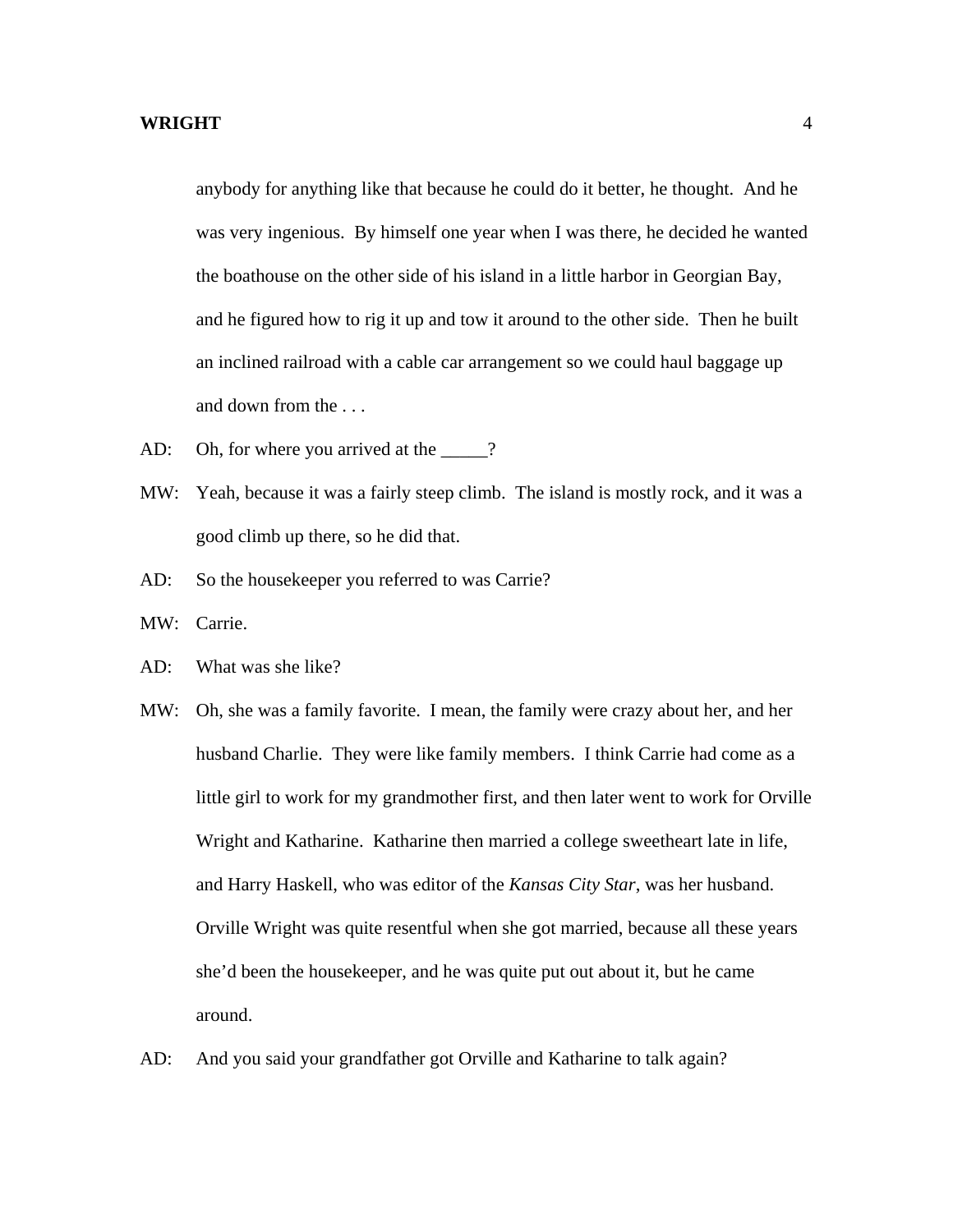anybody for anything like that because he could do it better, he thought. And he was very ingenious. By himself one year when I was there, he decided he wanted the boathouse on the other side of his island in a little harbor in Georgian Bay, and he figured how to rig it up and tow it around to the other side. Then he built an inclined railroad with a cable car arrangement so we could haul baggage up and down from the . . .

AD: Oh, for where you arrived at the _____?

MW: Yeah, because it was a fairly steep climb. The island is mostly rock, and it was a good climb up there, so he did that.

AD: So the housekeeper you referred to was Carrie?

MW: Carrie.

AD: What was she like?

MW: Oh, she was a family favorite. I mean, the family were crazy about her, and her husband Charlie. They were like family members. I think Carrie had come as a little girl to work for my grandmother first, and then later went to work for Orville Wright and Katharine. Katharine then married a college sweetheart late in life, and Harry Haskell, who was editor of the *Kansas City Star*, was her husband. Orville Wright was quite resentful when she got married, because all these years she'd been the housekeeper, and he was quite put out about it, but he came around.

AD: And you said your grandfather got Orville and Katharine to talk again?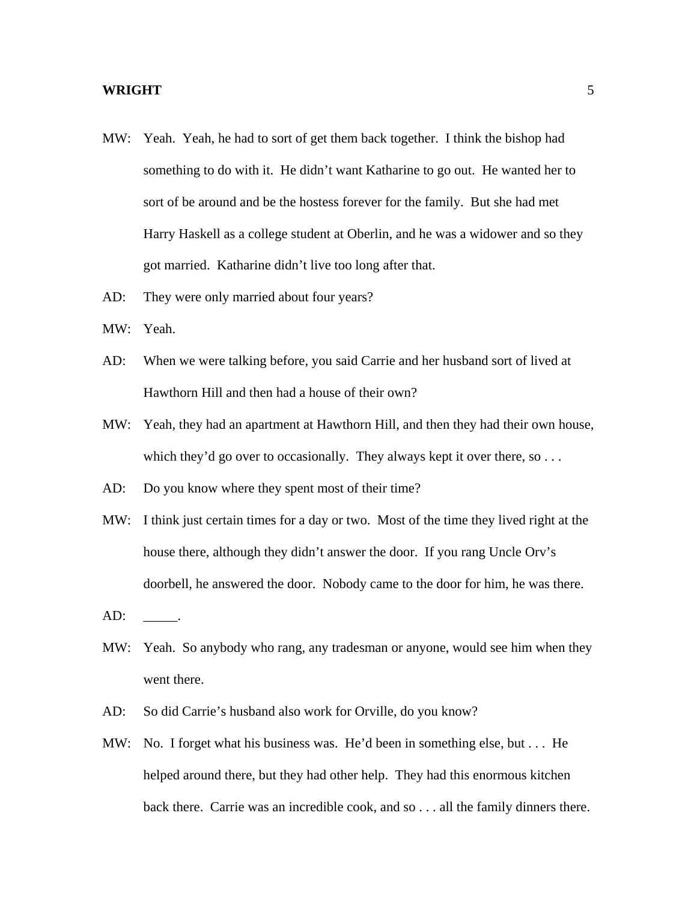MW: Yeah. Yeah, he had to sort of get them back together. I think the bishop had something to do with it. He didn't want Katharine to go out. He wanted her to sort of be around and be the hostess forever for the family. But she had met Harry Haskell as a college student at Oberlin, and he was a widower and so they got married. Katharine didn't live too long after that.

AD: They were only married about four years?

MW: Yeah.

AD: When we were talking before, you said Carrie and her husband sort of lived at Hawthorn Hill and then had a house of their own?

MW: Yeah, they had an apartment at Hawthorn Hill, and then they had their own house, which they'd go over to occasionally. They always kept it over there, so . . .

AD: Do you know where they spent most of their time?

MW: I think just certain times for a day or two. Most of the time they lived right at the house there, although they didn't answer the door. If you rang Uncle Orv's doorbell, he answered the door. Nobody came to the door for him, he was there.

AD: _____.

MW: Yeah. So anybody who rang, any tradesman or anyone, would see him when they went there.

AD: So did Carrie's husband also work for Orville, do you know?

MW: No. I forget what his business was. He'd been in something else, but . . . He helped around there, but they had other help. They had this enormous kitchen back there. Carrie was an incredible cook, and so . . . all the family dinners there.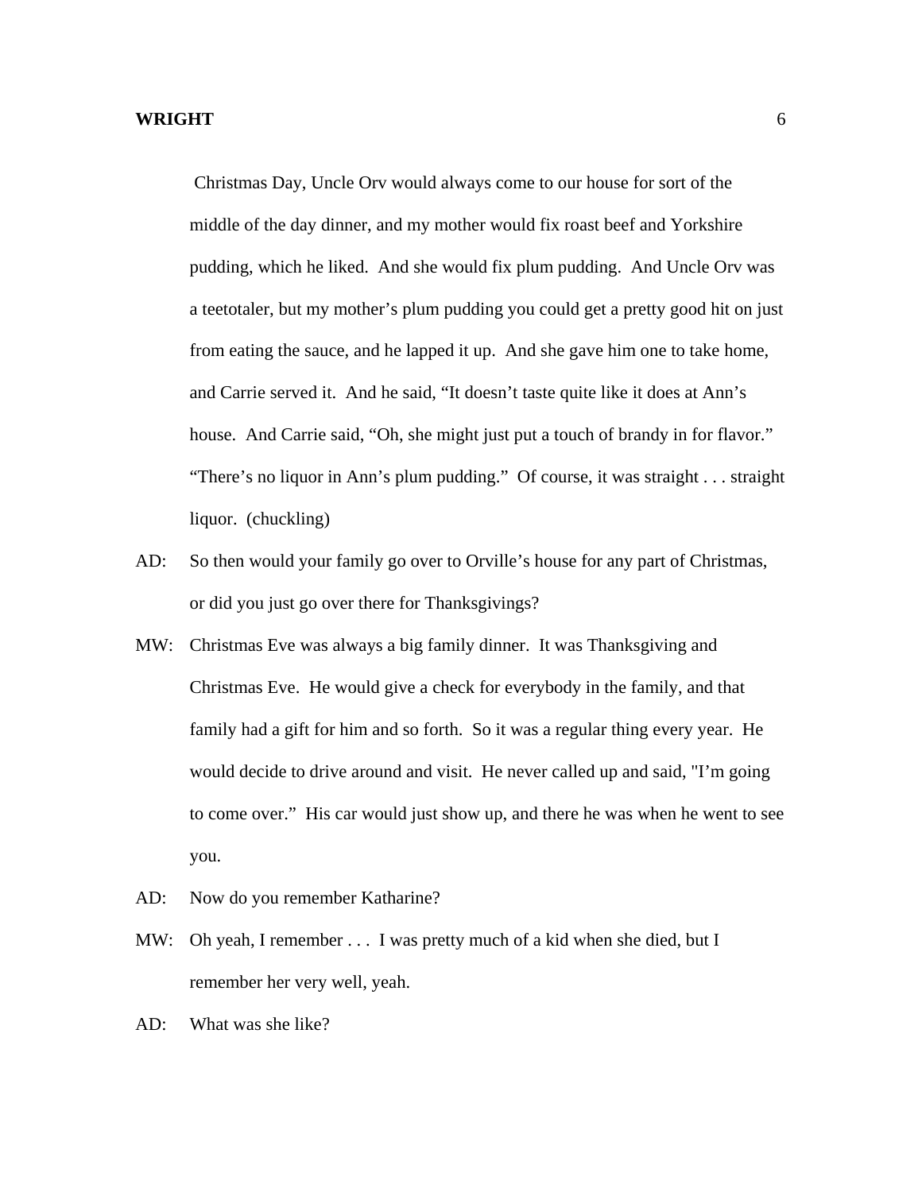Christmas Day, Uncle Orv would always come to our house for sort of the middle of the day dinner, and my mother would fix roast beef and Yorkshire pudding, which he liked. And she would fix plum pudding. And Uncle Orv was a teetotaler, but my mother's plum pudding you could get a pretty good hit on just from eating the sauce, and he lapped it up. And she gave him one to take home, and Carrie served it. And he said, "It doesn't taste quite like it does at Ann's house. And Carrie said, "Oh, she might just put a touch of brandy in for flavor." "There's no liquor in Ann's plum pudding." Of course, it was straight . . . straight liquor. (chuckling)

AD: So then would your family go over to Orville's house for any part of Christmas, or did you just go over there for Thanksgivings?

MW: Christmas Eve was always a big family dinner. It was Thanksgiving and Christmas Eve. He would give a check for everybody in the family, and that family had a gift for him and so forth. So it was a regular thing every year. He would decide to drive around and visit. He never called up and said, "I'm going to come over." His car would just show up, and there he was when he went to see you.

AD: Now do you remember Katharine?

MW: Oh yeah, I remember . . . I was pretty much of a kid when she died, but I remember her very well, yeah.

AD: What was she like?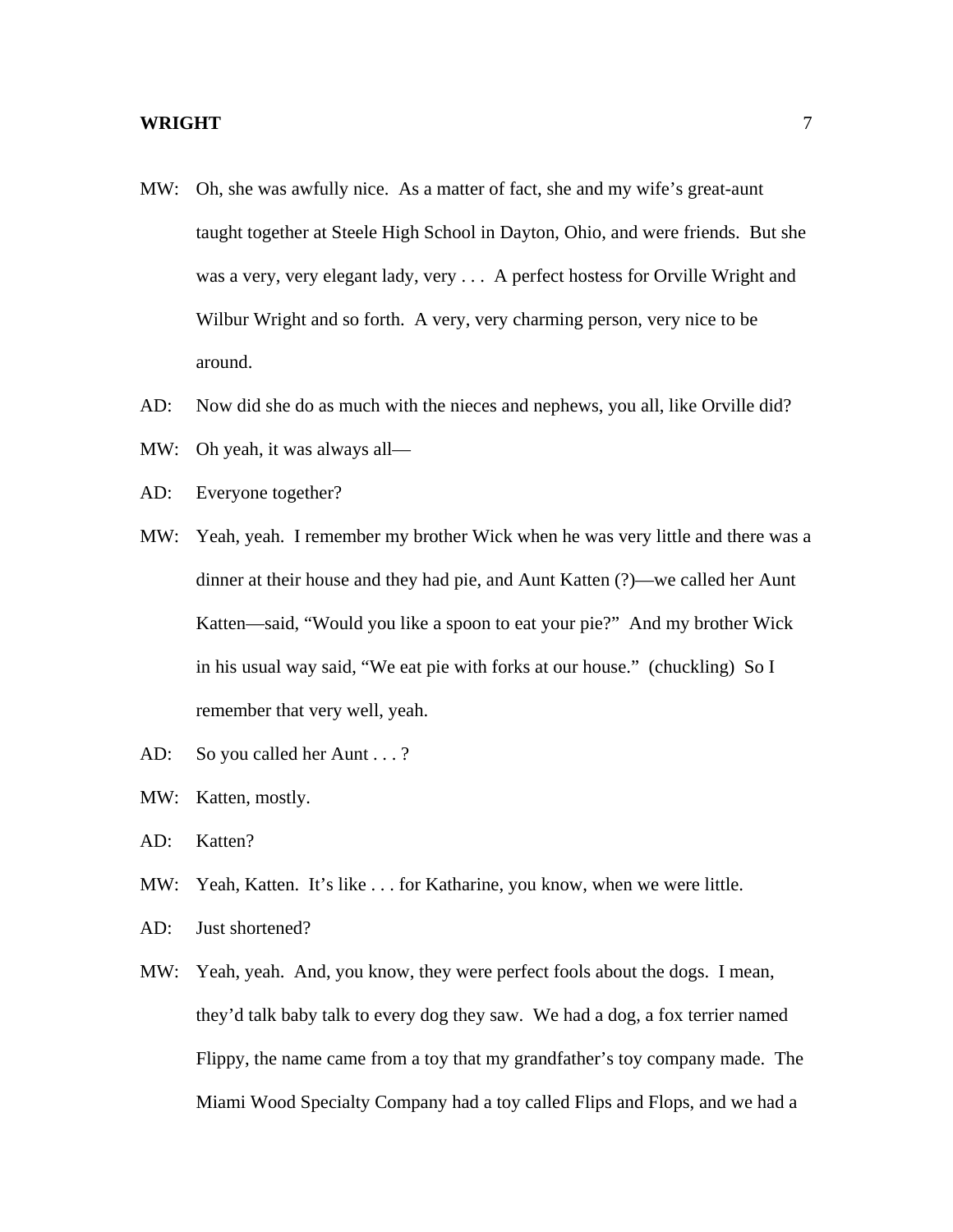MW: Oh, she was awfully nice. As a matter of fact, she and my wife's great-aunt taught together at Steele High School in Dayton, Ohio, and were friends. But she was a very, very elegant lady, very . . . A perfect hostess for Orville Wright and Wilbur Wright and so forth. A very, very charming person, very nice to be around.

AD: Now did she do as much with the nieces and nephews, you all, like Orville did?

MW: Oh yeah, it was always all—

AD: Everyone together?

MW: Yeah, yeah. I remember my brother Wick when he was very little and there was a dinner at their house and they had pie, and Aunt Katten (?)—we called her Aunt Katten—said, "Would you like a spoon to eat your pie?" And my brother Wick in his usual way said, "We eat pie with forks at our house." (chuckling) So I remember that very well, yeah.

AD: So you called her Aunt . . . ?

MW: Katten, mostly.

AD: Katten?

MW: Yeah, Katten. It's like . . . for Katharine, you know, when we were little.

AD: Just shortened?

MW: Yeah, yeah. And, you know, they were perfect fools about the dogs. I mean, they'd talk baby talk to every dog they saw. We had a dog, a fox terrier named Flippy, the name came from a toy that my grandfather's toy company made. The Miami Wood Specialty Company had a toy called Flips and Flops, and we had a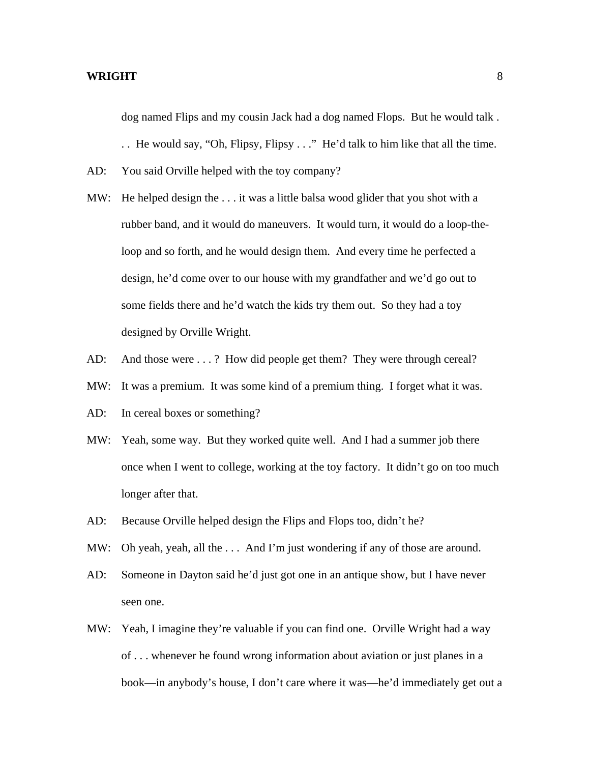dog named Flips and my cousin Jack had a dog named Flops. But he would talk . . . He would say, “Oh, Flipsy, Flipsy . . .” He’d talk to him like that all the time.

AD: You said Orville helped with the toy company?

MW: He helped design the . . . it was a little balsa wood glider that you shot with a rubber band, and it would do maneuvers. It would turn, it would do a loop-the-loop and so forth, and he would design them. And every time he perfected a design, he’d come over to our house with my grandfather and we’d go out to some fields there and he’d watch the kids try them out. So they had a toy designed by Orville Wright.

AD: And those were . . . ? How did people get them? They were through cereal?

MW: It was a premium. It was some kind of a premium thing. I forget what it was.

AD: In cereal boxes or something?

MW: Yeah, some way. But they worked quite well. And I had a summer job there once when I went to college, working at the toy factory. It didn’t go on too much longer after that.

AD: Because Orville helped design the Flips and Flops too, didn’t he?

MW: Oh yeah, yeah, all the . . . And I’m just wondering if any of those are around.

AD: Someone in Dayton said he’d just got one in an antique show, but I have never seen one.

MW: Yeah, I imagine they’re valuable if you can find one. Orville Wright had a way of . . . whenever he found wrong information about aviation or just planes in a book—in anybody’s house, I don’t care where it was—he’d immediately get out a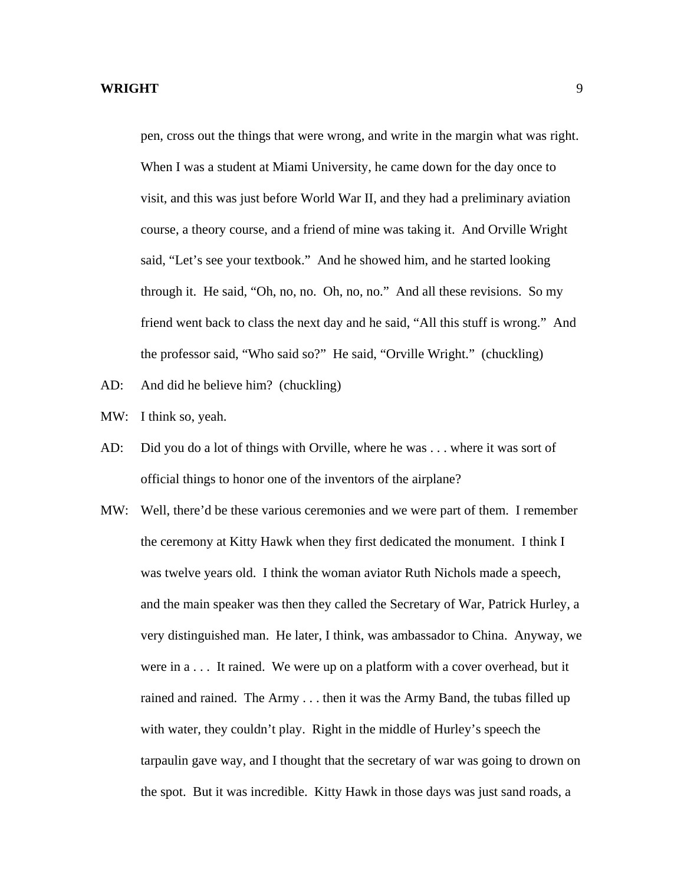pen, cross out the things that were wrong, and write in the margin what was right. When I was a student at Miami University, he came down for the day once to visit, and this was just before World War II, and they had a preliminary aviation course, a theory course, and a friend of mine was taking it. And Orville Wright said, "Let's see your textbook." And he showed him, and he started looking through it. He said, "Oh, no, no. Oh, no, no." And all these revisions. So my friend went back to class the next day and he said, "All this stuff is wrong." And the professor said, "Who said so?" He said, "Orville Wright." (chuckling)

AD: And did he believe him? (chuckling)

MW: I think so, yeah.

AD: Did you do a lot of things with Orville, where he was . . . where it was sort of official things to honor one of the inventors of the airplane?

MW: Well, there'd be these various ceremonies and we were part of them. I remember the ceremony at Kitty Hawk when they first dedicated the monument. I think I was twelve years old. I think the woman aviator Ruth Nichols made a speech, and the main speaker was then they called the Secretary of War, Patrick Hurley, a very distinguished man. He later, I think, was ambassador to China. Anyway, we were in a . . . It rained. We were up on a platform with a cover overhead, but it rained and rained. The Army . . . then it was the Army Band, the tubas filled up with water, they couldn't play. Right in the middle of Hurley's speech the tarpaulin gave way, and I thought that the secretary of war was going to drown on the spot. But it was incredible. Kitty Hawk in those days was just sand roads, a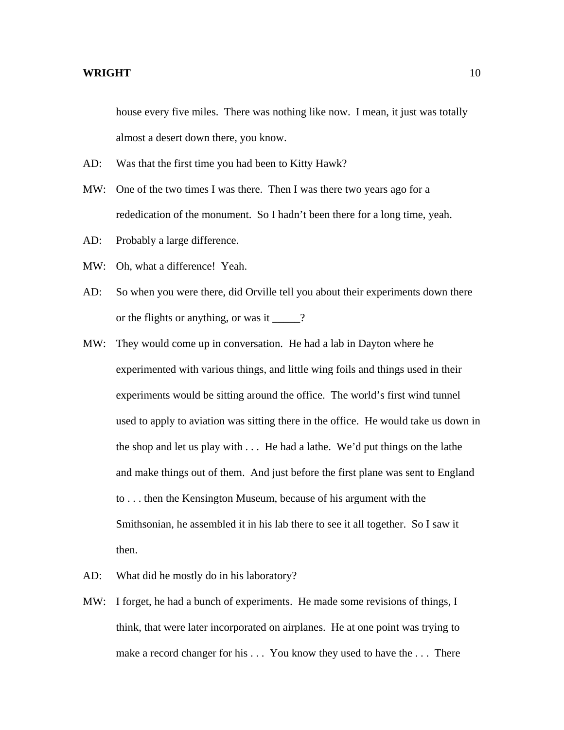house every five miles. There was nothing like now. I mean, it just was totally almost a desert down there, you know.

AD: Was that the first time you had been to Kitty Hawk?

MW: One of the two times I was there. Then I was there two years ago for a rededication of the monument. So I hadn't been there for a long time, yeah.

AD: Probably a large difference.

MW: Oh, what a difference! Yeah.

AD: So when you were there, did Orville tell you about their experiments down there or the flights or anything, or was it _____?

MW: They would come up in conversation. He had a lab in Dayton where he experimented with various things, and little wing foils and things used in their experiments would be sitting around the office. The world's first wind tunnel used to apply to aviation was sitting there in the office. He would take us down in the shop and let us play with . . . He had a lathe. We'd put things on the lathe and make things out of them. And just before the first plane was sent to England to . . . then the Kensington Museum, because of his argument with the Smithsonian, he assembled it in his lab there to see it all together. So I saw it then.

AD: What did he mostly do in his laboratory?

MW: I forget, he had a bunch of experiments. He made some revisions of things, I think, that were later incorporated on airplanes. He at one point was trying to make a record changer for his . . . You know they used to have the . . . There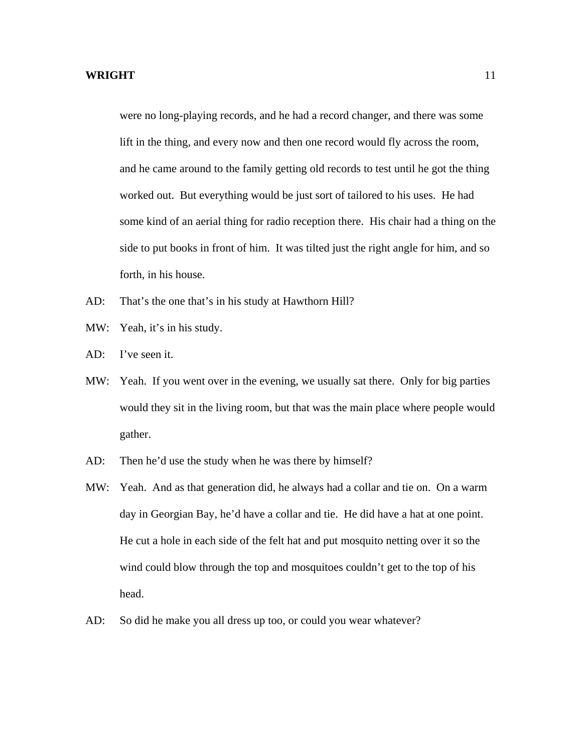were no long-playing records, and he had a record changer, and there was some lift in the thing, and every now and then one record would fly across the room, and he came around to the family getting old records to test until he got the thing worked out. But everything would be just sort of tailored to his uses. He had some kind of an aerial thing for radio reception there. His chair had a thing on the side to put books in front of him. It was tilted just the right angle for him, and so forth, in his house.

AD: That's the one that's in his study at Hawthorn Hill?

MW: Yeah, it's in his study.

AD: I've seen it.

MW: Yeah. If you went over in the evening, we usually sat there. Only for big parties would they sit in the living room, but that was the main place where people would gather.

AD: Then he'd use the study when he was there by himself?

MW: Yeah. And as that generation did, he always had a collar and tie on. On a warm day in Georgian Bay, he'd have a collar and tie. He did have a hat at one point. He cut a hole in each side of the felt hat and put mosquito netting over it so the wind could blow through the top and mosquitoes couldn't get to the top of his head.

AD: So did he make you all dress up too, or could you wear whatever?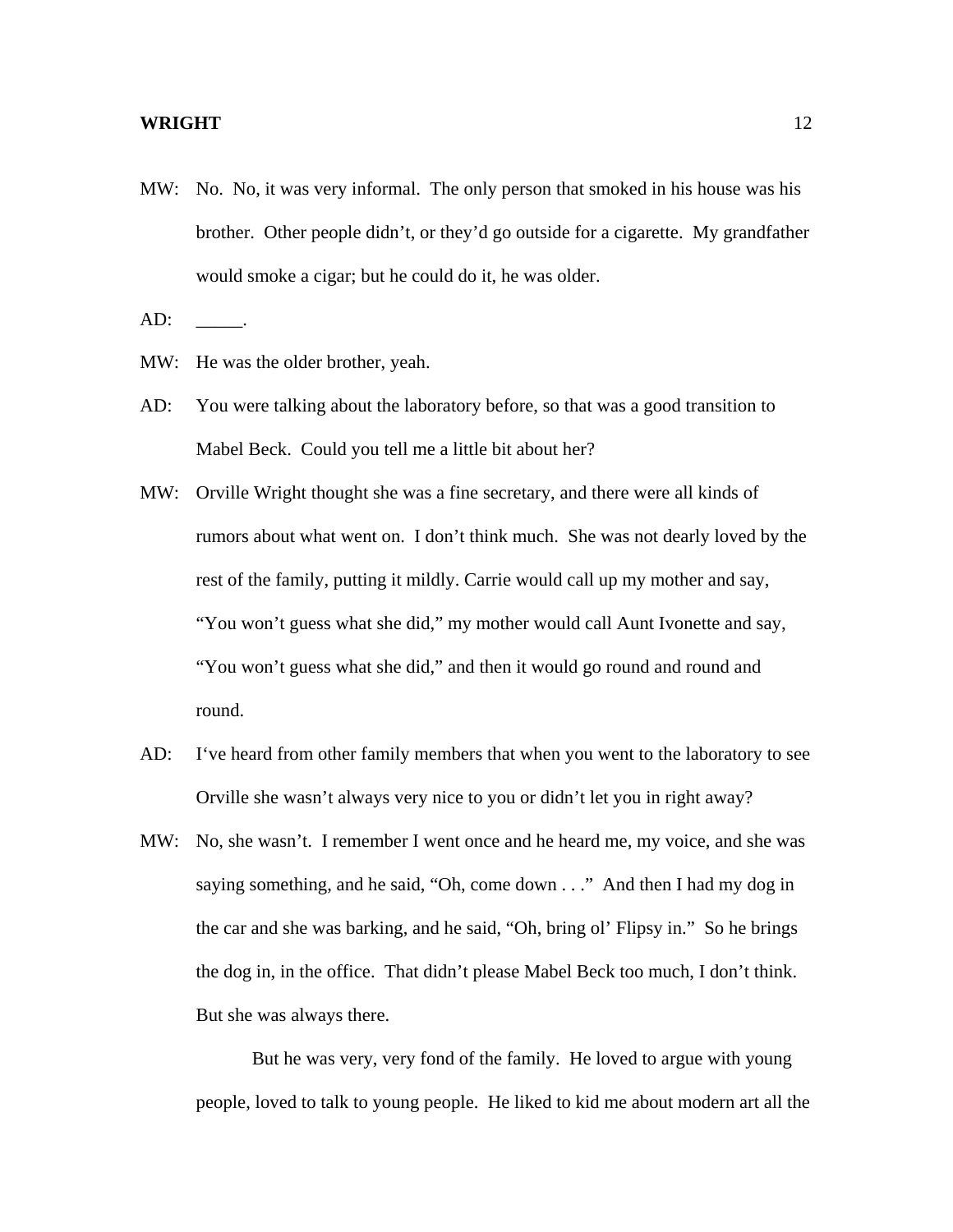MW: No. No, it was very informal. The only person that smoked in his house was his brother. Other people didn't, or they'd go outside for a cigarette. My grandfather would smoke a cigar; but he could do it, he was older.

AD: _____.

MW: He was the older brother, yeah.

AD: You were talking about the laboratory before, so that was a good transition to Mabel Beck. Could you tell me a little bit about her?

MW: Orville Wright thought she was a fine secretary, and there were all kinds of rumors about what went on. I don't think much. She was not dearly loved by the rest of the family, putting it mildly. Carrie would call up my mother and say, "You won't guess what she did," my mother would call Aunt Ivonette and say, "You won't guess what she did," and then it would go round and round and round.

AD: I've heard from other family members that when you went to the laboratory to see Orville she wasn't always very nice to you or didn't let you in right away?

MW: No, she wasn't. I remember I went once and he heard me, my voice, and she was saying something, and he said, "Oh, come down . . ." And then I had my dog in the car and she was barking, and he said, "Oh, bring ol' Flipsy in." So he brings the dog in, in the office. That didn't please Mabel Beck too much, I don't think. But she was always there.

But he was very, very fond of the family. He loved to argue with young people, loved to talk to young people. He liked to kid me about modern art all the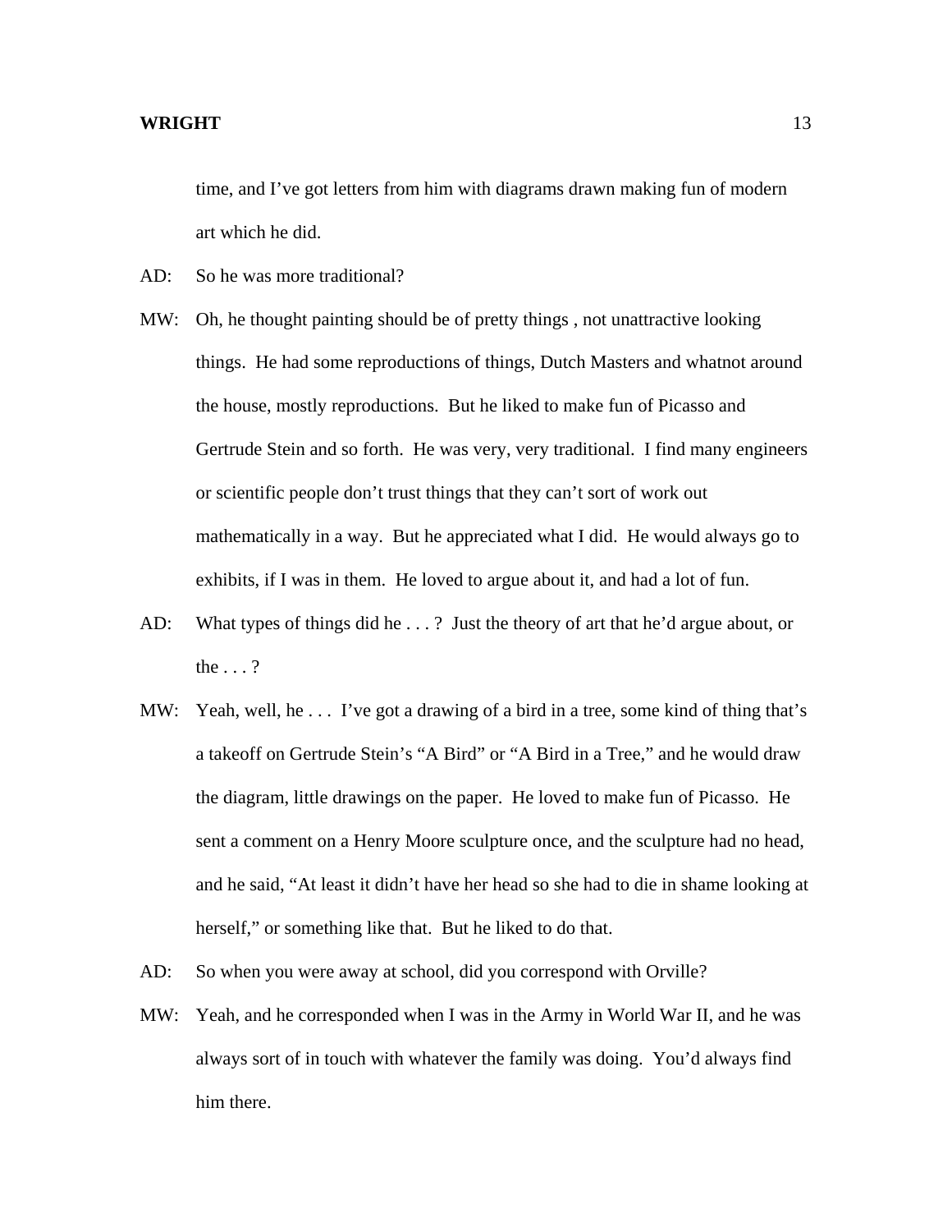time, and I've got letters from him with diagrams drawn making fun of modern art which he did.

AD: So he was more traditional?

MW: Oh, he thought painting should be of pretty things , not unattractive looking things. He had some reproductions of things, Dutch Masters and whatnot around the house, mostly reproductions. But he liked to make fun of Picasso and Gertrude Stein and so forth. He was very, very traditional. I find many engineers or scientific people don't trust things that they can't sort of work out mathematically in a way. But he appreciated what I did. He would always go to exhibits, if I was in them. He loved to argue about it, and had a lot of fun.

AD: What types of things did he . . . ? Just the theory of art that he'd argue about, or the . . . ?

MW: Yeah, well, he . . . I've got a drawing of a bird in a tree, some kind of thing that's a takeoff on Gertrude Stein's "A Bird" or "A Bird in a Tree," and he would draw the diagram, little drawings on the paper. He loved to make fun of Picasso. He sent a comment on a Henry Moore sculpture once, and the sculpture had no head, and he said, "At least it didn't have her head so she had to die in shame looking at herself," or something like that. But he liked to do that.

AD: So when you were away at school, did you correspond with Orville?

MW: Yeah, and he corresponded when I was in the Army in World War II, and he was always sort of in touch with whatever the family was doing. You'd always find him there.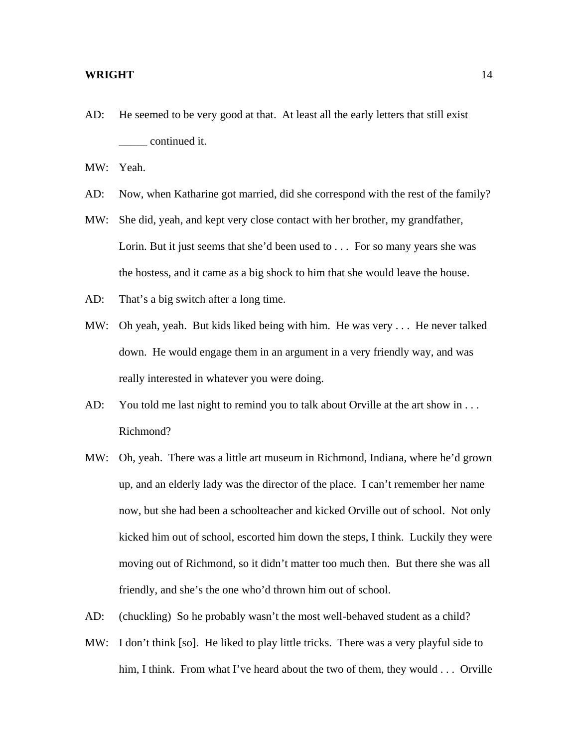AD: He seemed to be very good at that. At least all the early letters that still exist _____ continued it.

MW: Yeah.

AD: Now, when Katharine got married, did she correspond with the rest of the family?

MW: She did, yeah, and kept very close contact with her brother, my grandfather, Lorin. But it just seems that she'd been used to . . . For so many years she was the hostess, and it came as a big shock to him that she would leave the house.

AD: That's a big switch after a long time.

MW: Oh yeah, yeah. But kids liked being with him. He was very . . . He never talked down. He would engage them in an argument in a very friendly way, and was really interested in whatever you were doing.

AD: You told me last night to remind you to talk about Orville at the art show in . . . Richmond?

MW: Oh, yeah. There was a little art museum in Richmond, Indiana, where he'd grown up, and an elderly lady was the director of the place. I can't remember her name now, but she had been a schoolteacher and kicked Orville out of school. Not only kicked him out of school, escorted him down the steps, I think. Luckily they were moving out of Richmond, so it didn't matter too much then. But there she was all friendly, and she's the one who'd thrown him out of school.

AD: (chuckling) So he probably wasn't the most well-behaved student as a child?

MW: I don't think [so]. He liked to play little tricks. There was a very playful side to him, I think. From what I've heard about the two of them, they would . . . Orville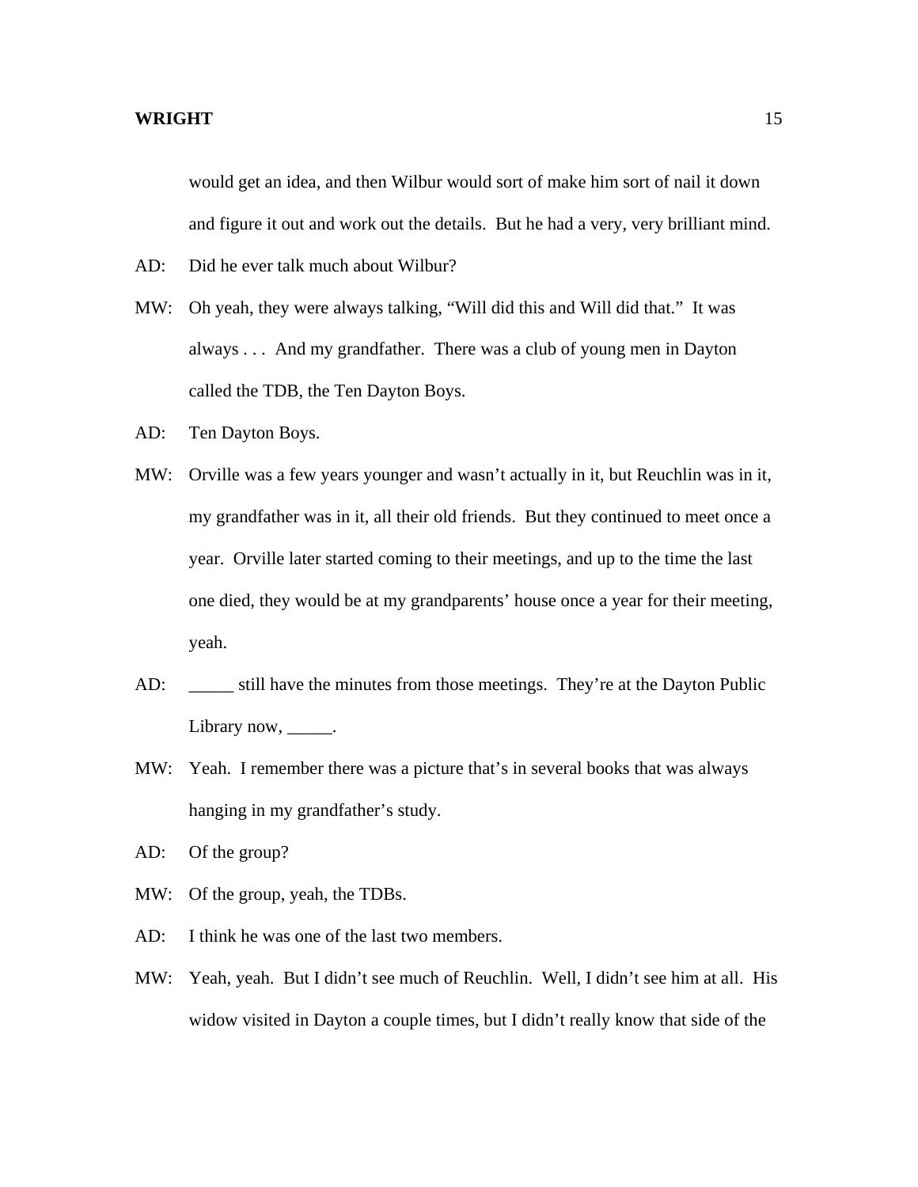would get an idea, and then Wilbur would sort of make him sort of nail it down and figure it out and work out the details. But he had a very, very brilliant mind.

AD: Did he ever talk much about Wilbur?

MW: Oh yeah, they were always talking, "Will did this and Will did that." It was always . . . And my grandfather. There was a club of young men in Dayton called the TDB, the Ten Dayton Boys.

AD: Ten Dayton Boys.

MW: Orville was a few years younger and wasn't actually in it, but Reuchlin was in it, my grandfather was in it, all their old friends. But they continued to meet once a year. Orville later started coming to their meetings, and up to the time the last one died, they would be at my grandparents' house once a year for their meeting, yeah.

AD: _____ still have the minutes from those meetings. They're at the Dayton Public Library now, _____.

MW: Yeah. I remember there was a picture that's in several books that was always hanging in my grandfather's study.

AD: Of the group?

MW: Of the group, yeah, the TDBs.

AD: I think he was one of the last two members.

MW: Yeah, yeah. But I didn't see much of Reuchlin. Well, I didn't see him at all. His widow visited in Dayton a couple times, but I didn't really know that side of the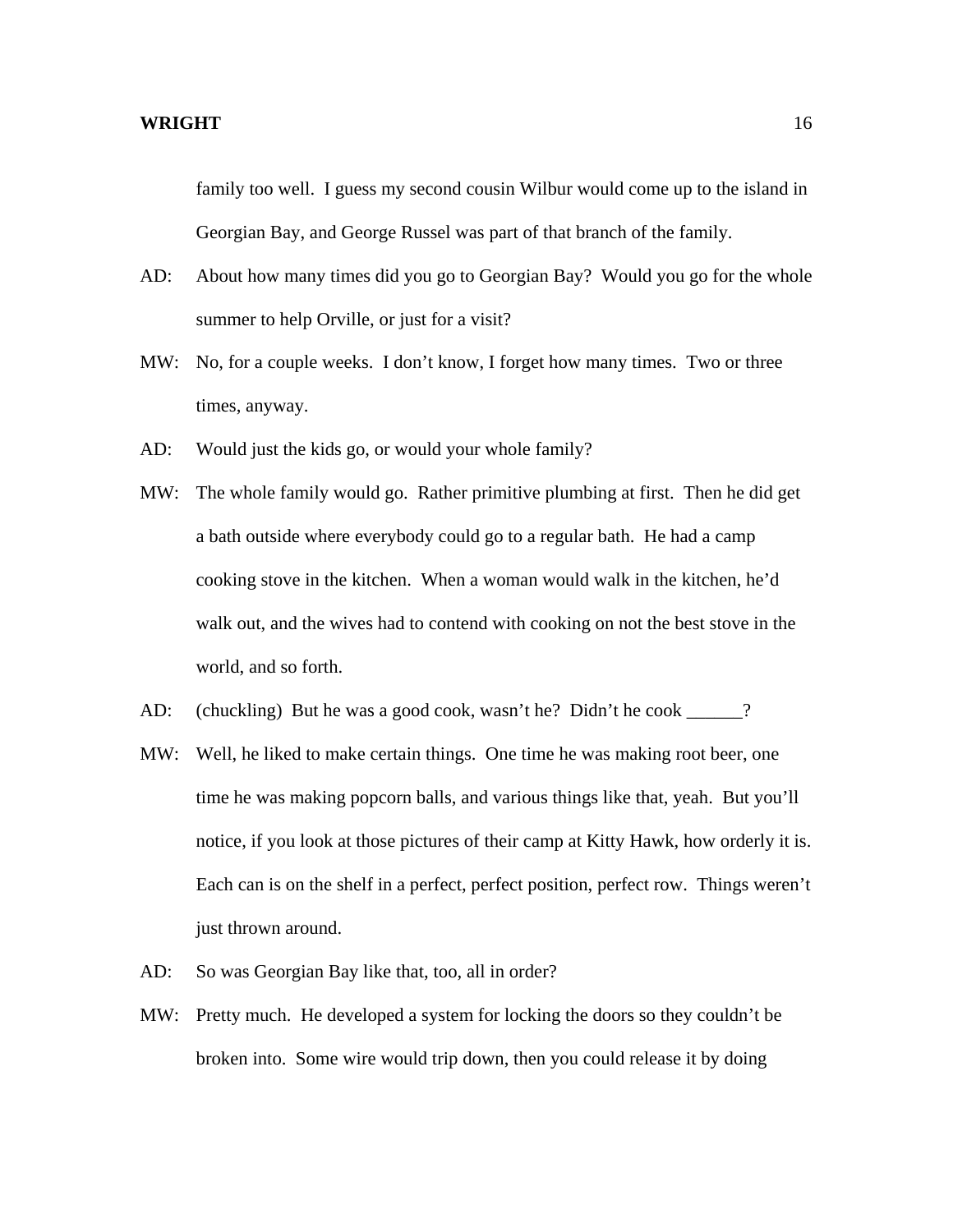family too well. I guess my second cousin Wilbur would come up to the island in Georgian Bay, and George Russel was part of that branch of the family.

AD: About how many times did you go to Georgian Bay? Would you go for the whole summer to help Orville, or just for a visit?

MW: No, for a couple weeks. I don't know, I forget how many times. Two or three times, anyway.

AD: Would just the kids go, or would your whole family?

MW: The whole family would go. Rather primitive plumbing at first. Then he did get a bath outside where everybody could go to a regular bath. He had a camp cooking stove in the kitchen. When a woman would walk in the kitchen, he'd walk out, and the wives had to contend with cooking on not the best stove in the world, and so forth.

AD: (chuckling) But he was a good cook, wasn't he? Didn't he cook ______?

MW: Well, he liked to make certain things. One time he was making root beer, one time he was making popcorn balls, and various things like that, yeah. But you'll notice, if you look at those pictures of their camp at Kitty Hawk, how orderly it is. Each can is on the shelf in a perfect, perfect position, perfect row. Things weren't just thrown around.

AD: So was Georgian Bay like that, too, all in order?

MW: Pretty much. He developed a system for locking the doors so they couldn't be broken into. Some wire would trip down, then you could release it by doing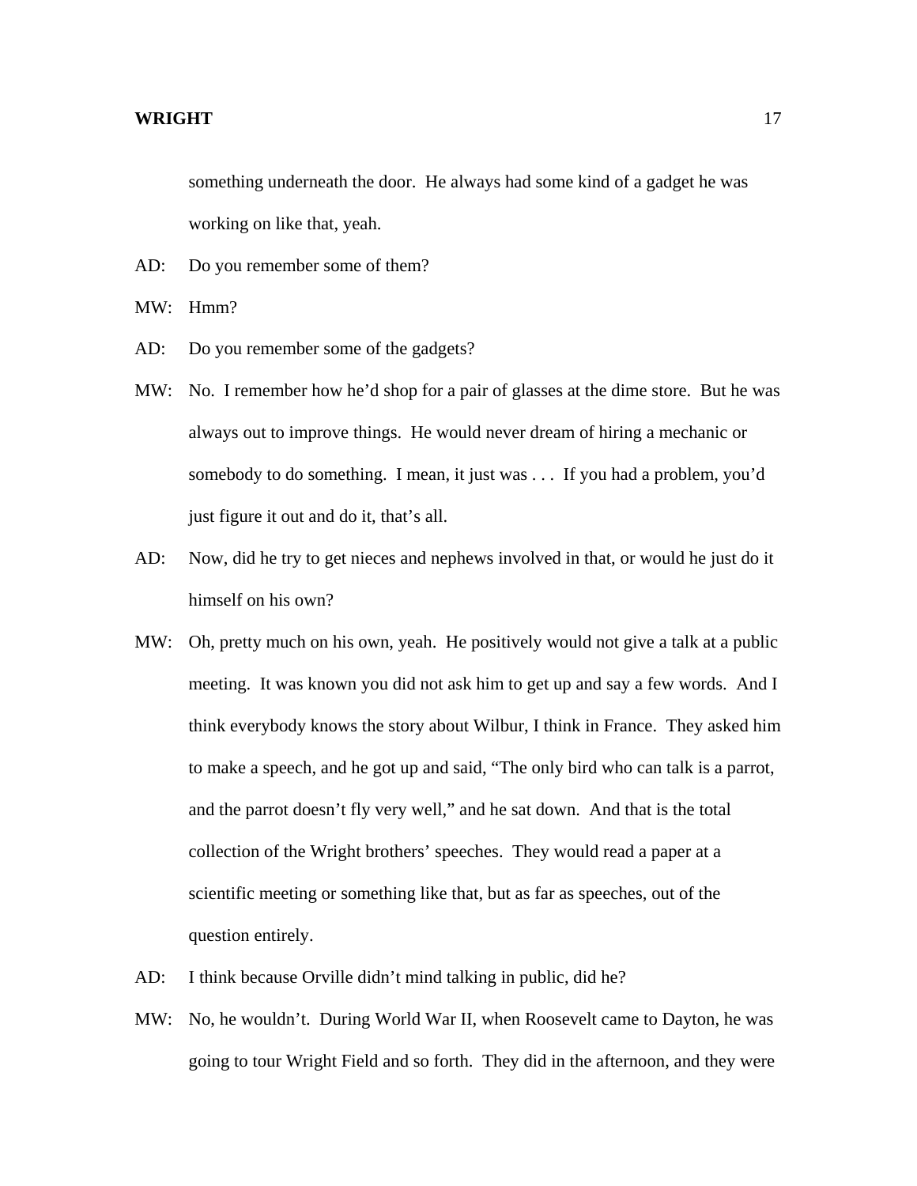something underneath the door. He always had some kind of a gadget he was working on like that, yeah.

AD: Do you remember some of them?

MW: Hmm?

AD: Do you remember some of the gadgets?

MW: No. I remember how he'd shop for a pair of glasses at the dime store. But he was always out to improve things. He would never dream of hiring a mechanic or somebody to do something. I mean, it just was . . . If you had a problem, you'd just figure it out and do it, that's all.

AD: Now, did he try to get nieces and nephews involved in that, or would he just do it himself on his own?

MW: Oh, pretty much on his own, yeah. He positively would not give a talk at a public meeting. It was known you did not ask him to get up and say a few words. And I think everybody knows the story about Wilbur, I think in France. They asked him to make a speech, and he got up and said, "The only bird who can talk is a parrot, and the parrot doesn't fly very well," and he sat down. And that is the total collection of the Wright brothers' speeches. They would read a paper at a scientific meeting or something like that, but as far as speeches, out of the question entirely.

AD: I think because Orville didn't mind talking in public, did he?

MW: No, he wouldn't. During World War II, when Roosevelt came to Dayton, he was going to tour Wright Field and so forth. They did in the afternoon, and they were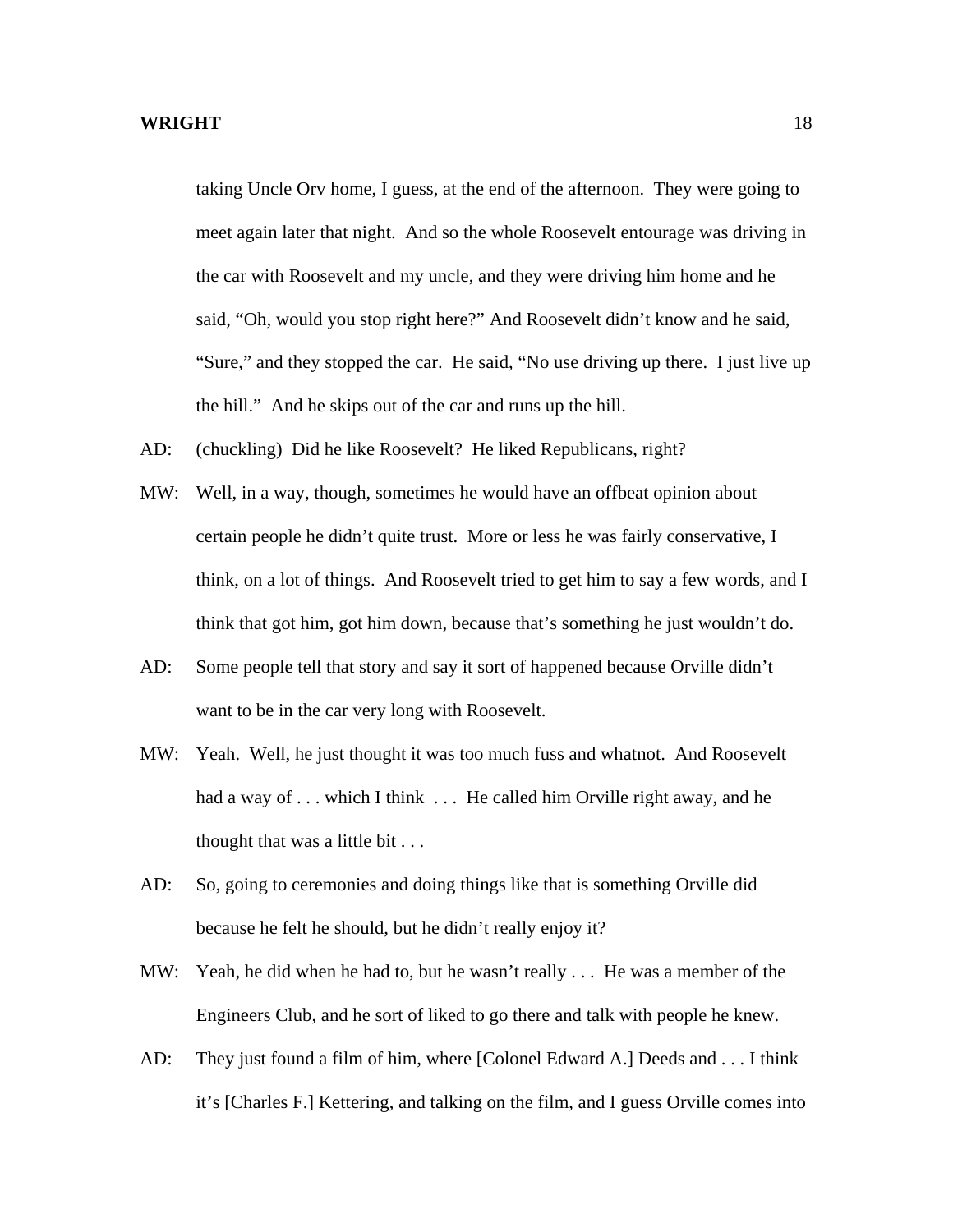taking Uncle Orv home, I guess, at the end of the afternoon. They were going to meet again later that night. And so the whole Roosevelt entourage was driving in the car with Roosevelt and my uncle, and they were driving him home and he said, "Oh, would you stop right here?" And Roosevelt didn't know and he said, "Sure," and they stopped the car. He said, "No use driving up there. I just live up the hill." And he skips out of the car and runs up the hill.

AD: (chuckling) Did he like Roosevelt? He liked Republicans, right?

MW: Well, in a way, though, sometimes he would have an offbeat opinion about certain people he didn't quite trust. More or less he was fairly conservative, I think, on a lot of things. And Roosevelt tried to get him to say a few words, and I think that got him, got him down, because that's something he just wouldn't do.

AD: Some people tell that story and say it sort of happened because Orville didn't want to be in the car very long with Roosevelt.

MW: Yeah. Well, he just thought it was too much fuss and whatnot. And Roosevelt had a way of . . . which I think . . . He called him Orville right away, and he thought that was a little bit . . .

AD: So, going to ceremonies and doing things like that is something Orville did because he felt he should, but he didn't really enjoy it?

MW: Yeah, he did when he had to, but he wasn't really . . . He was a member of the Engineers Club, and he sort of liked to go there and talk with people he knew.

AD: They just found a film of him, where [Colonel Edward A.] Deeds and . . . I think it's [Charles F.] Kettering, and talking on the film, and I guess Orville comes into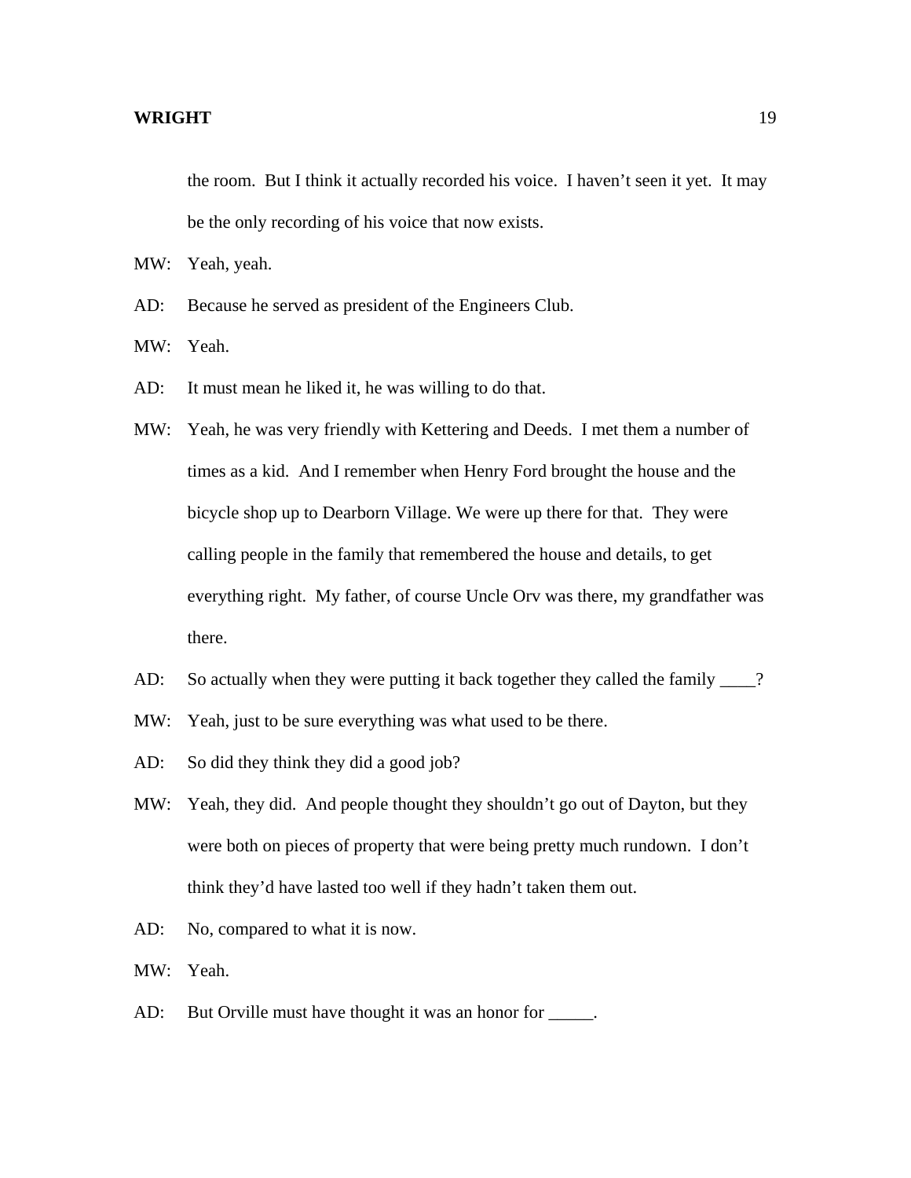the room. But I think it actually recorded his voice. I haven't seen it yet. It may be the only recording of his voice that now exists.

MW: Yeah, yeah.

AD: Because he served as president of the Engineers Club.

MW: Yeah.

AD: It must mean he liked it, he was willing to do that.

MW: Yeah, he was very friendly with Kettering and Deeds. I met them a number of times as a kid. And I remember when Henry Ford brought the house and the bicycle shop up to Dearborn Village. We were up there for that. They were calling people in the family that remembered the house and details, to get everything right. My father, of course Uncle Orv was there, my grandfather was there.

AD: So actually when they were putting it back together they called the family ____?

MW: Yeah, just to be sure everything was what used to be there.

AD: So did they think they did a good job?

MW: Yeah, they did. And people thought they shouldn't go out of Dayton, but they were both on pieces of property that were being pretty much rundown. I don't think they'd have lasted too well if they hadn't taken them out.

AD: No, compared to what it is now.

MW: Yeah.

AD: But Orville must have thought it was an honor for _____.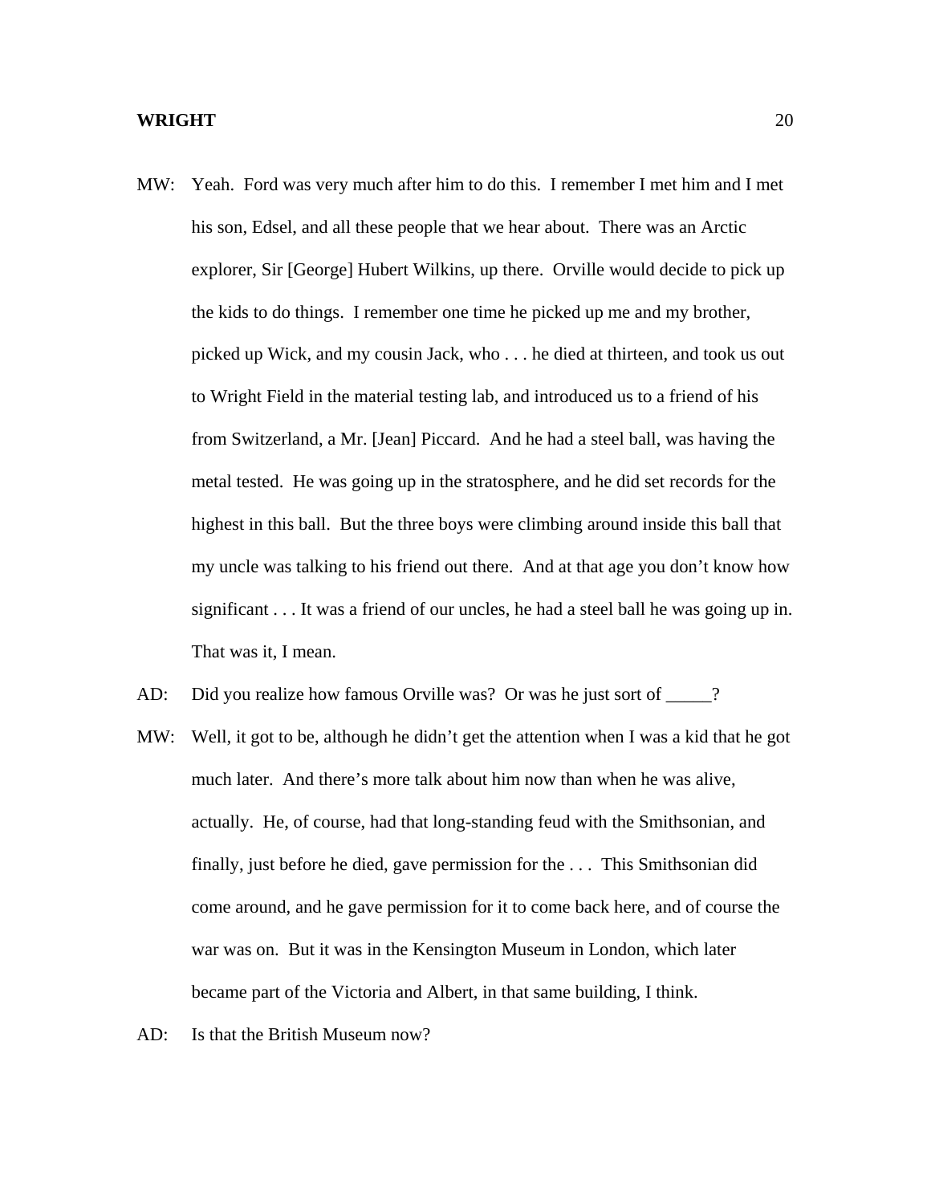MW: Yeah. Ford was very much after him to do this. I remember I met him and I met his son, Edsel, and all these people that we hear about. There was an Arctic explorer, Sir [George] Hubert Wilkins, up there. Orville would decide to pick up the kids to do things. I remember one time he picked up me and my brother, picked up Wick, and my cousin Jack, who . . . he died at thirteen, and took us out to Wright Field in the material testing lab, and introduced us to a friend of his from Switzerland, a Mr. [Jean] Piccard. And he had a steel ball, was having the metal tested. He was going up in the stratosphere, and he did set records for the highest in this ball. But the three boys were climbing around inside this ball that my uncle was talking to his friend out there. And at that age you don't know how significant . . . It was a friend of our uncles, he had a steel ball he was going up in. That was it, I mean.

AD: Did you realize how famous Orville was? Or was he just sort of _____?

MW: Well, it got to be, although he didn't get the attention when I was a kid that he got much later. And there's more talk about him now than when he was alive, actually. He, of course, had that long-standing feud with the Smithsonian, and finally, just before he died, gave permission for the . . . This Smithsonian did come around, and he gave permission for it to come back here, and of course the war was on. But it was in the Kensington Museum in London, which later became part of the Victoria and Albert, in that same building, I think.

AD: Is that the British Museum now?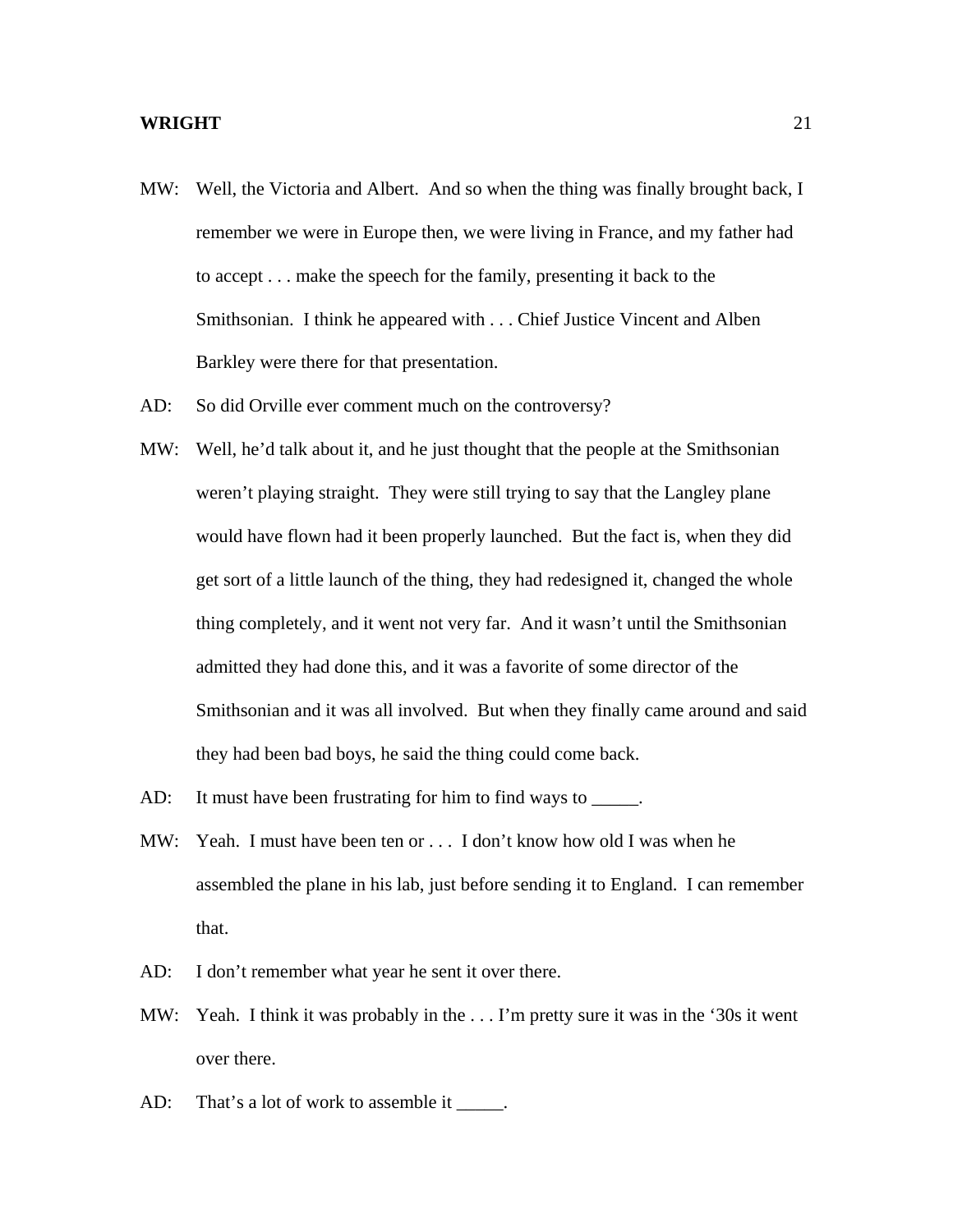MW: Well, the Victoria and Albert. And so when the thing was finally brought back, I remember we were in Europe then, we were living in France, and my father had to accept . . . make the speech for the family, presenting it back to the Smithsonian. I think he appeared with . . . Chief Justice Vincent and Alben Barkley were there for that presentation.

AD: So did Orville ever comment much on the controversy?

MW: Well, he'd talk about it, and he just thought that the people at the Smithsonian weren't playing straight. They were still trying to say that the Langley plane would have flown had it been properly launched. But the fact is, when they did get sort of a little launch of the thing, they had redesigned it, changed the whole thing completely, and it went not very far. And it wasn't until the Smithsonian admitted they had done this, and it was a favorite of some director of the Smithsonian and it was all involved. But when they finally came around and said they had been bad boys, he said the thing could come back.

AD: It must have been frustrating for him to find ways to _____.

MW: Yeah. I must have been ten or . . . I don't know how old I was when he assembled the plane in his lab, just before sending it to England. I can remember that.

AD: I don't remember what year he sent it over there.

MW: Yeah. I think it was probably in the . . . I'm pretty sure it was in the '30s it went over there.

AD: That's a lot of work to assemble it _____.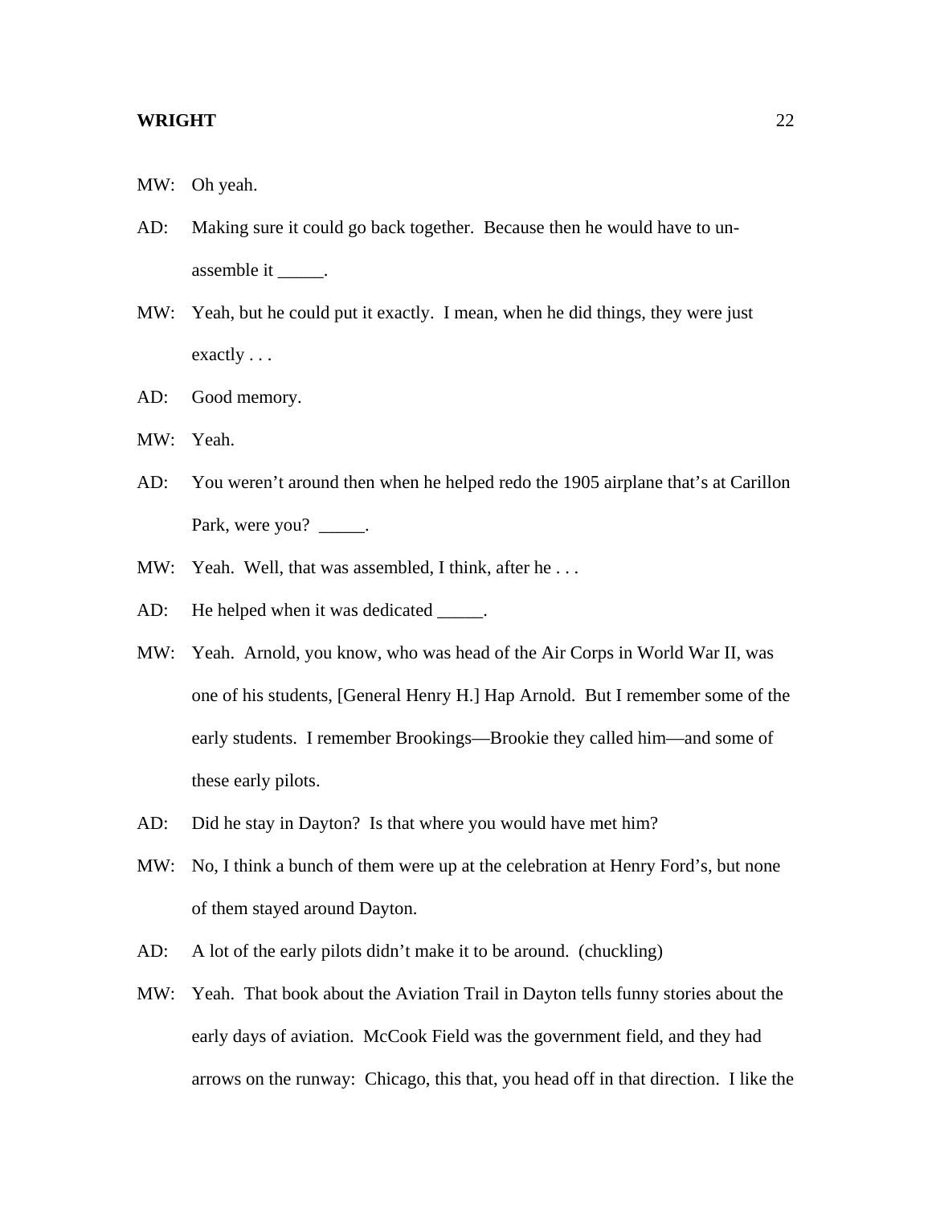MW: Oh yeah.

AD: Making sure it could go back together. Because then he would have to un-assemble it _____.

MW: Yeah, but he could put it exactly. I mean, when he did things, they were just exactly . . .

AD: Good memory.

MW: Yeah.

AD: You weren't around then when he helped redo the 1905 airplane that's at Carillon Park, were you? _____.

MW: Yeah. Well, that was assembled, I think, after he . . .

AD: He helped when it was dedicated _____.

MW: Yeah. Arnold, you know, who was head of the Air Corps in World War II, was one of his students, [General Henry H.] Hap Arnold. But I remember some of the early students. I remember Brookings—Brookie they called him—and some of these early pilots.

AD: Did he stay in Dayton? Is that where you would have met him?

MW: No, I think a bunch of them were up at the celebration at Henry Ford's, but none of them stayed around Dayton.

AD: A lot of the early pilots didn't make it to be around. (chuckling)

MW: Yeah. That book about the Aviation Trail in Dayton tells funny stories about the early days of aviation. McCook Field was the government field, and they had arrows on the runway: Chicago, this that, you head off in that direction. I like the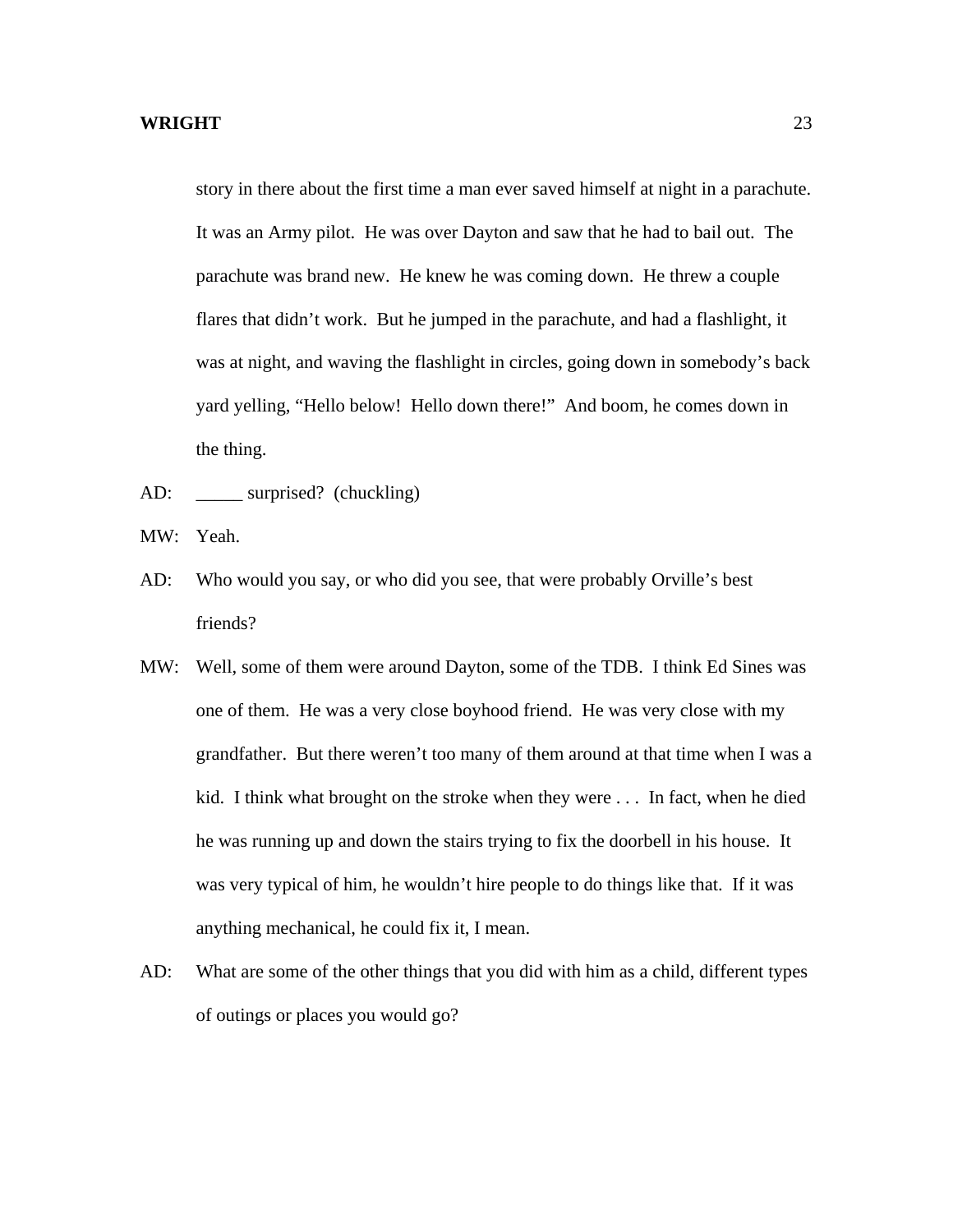story in there about the first time a man ever saved himself at night in a parachute. It was an Army pilot. He was over Dayton and saw that he had to bail out. The parachute was brand new. He knew he was coming down. He threw a couple flares that didn't work. But he jumped in the parachute, and had a flashlight, it was at night, and waving the flashlight in circles, going down in somebody's back yard yelling, "Hello below! Hello down there!" And boom, he comes down in the thing.

AD: _____ surprised? (chuckling)

MW: Yeah.

AD: Who would you say, or who did you see, that were probably Orville's best friends?

MW: Well, some of them were around Dayton, some of the TDB. I think Ed Sines was one of them. He was a very close boyhood friend. He was very close with my grandfather. But there weren't too many of them around at that time when I was a kid. I think what brought on the stroke when they were . . . In fact, when he died he was running up and down the stairs trying to fix the doorbell in his house. It was very typical of him, he wouldn't hire people to do things like that. If it was anything mechanical, he could fix it, I mean.

AD: What are some of the other things that you did with him as a child, different types of outings or places you would go?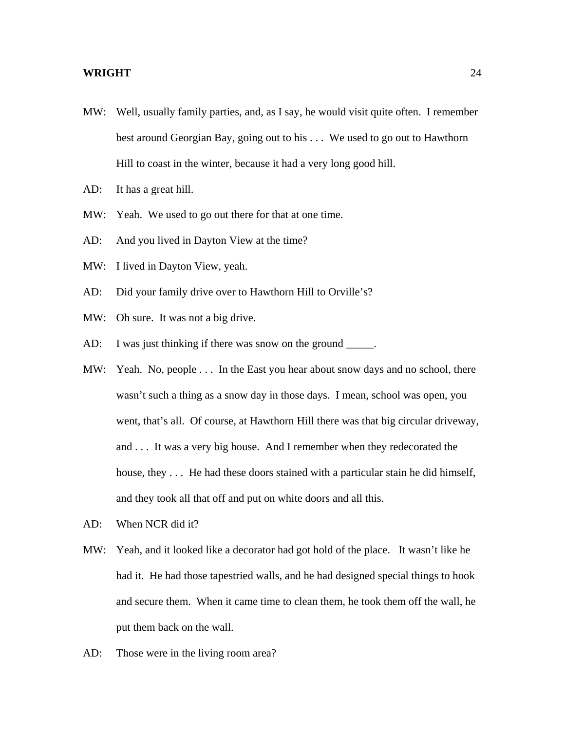MW: Well, usually family parties, and, as I say, he would visit quite often. I remember best around Georgian Bay, going out to his . . . We used to go out to Hawthorn Hill to coast in the winter, because it had a very long good hill.

AD: It has a great hill.

MW: Yeah. We used to go out there for that at one time.

AD: And you lived in Dayton View at the time?

MW: I lived in Dayton View, yeah.

AD: Did your family drive over to Hawthorn Hill to Orville's?

MW: Oh sure. It was not a big drive.

AD: I was just thinking if there was snow on the ground _____.

MW: Yeah. No, people . . . In the East you hear about snow days and no school, there wasn't such a thing as a snow day in those days. I mean, school was open, you went, that's all. Of course, at Hawthorn Hill there was that big circular driveway, and . . . It was a very big house. And I remember when they redecorated the house, they . . . He had these doors stained with a particular stain he did himself, and they took all that off and put on white doors and all this.

AD: When NCR did it?

MW: Yeah, and it looked like a decorator had got hold of the place. It wasn't like he had it. He had those tapestried walls, and he had designed special things to hook and secure them. When it came time to clean them, he took them off the wall, he put them back on the wall.

AD: Those were in the living room area?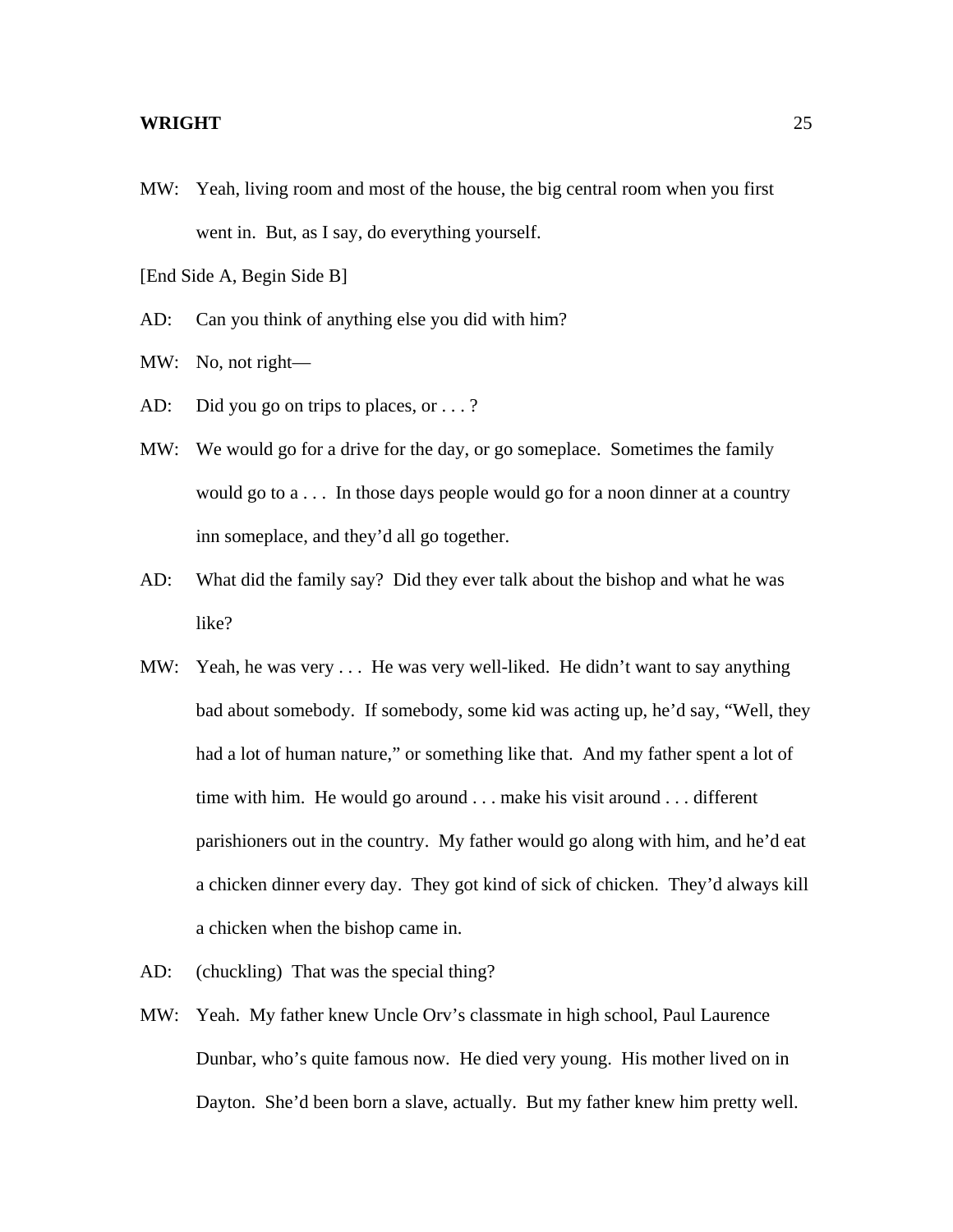MW: Yeah, living room and most of the house, the big central room when you first went in. But, as I say, do everything yourself.

[End Side A, Begin Side B]

AD: Can you think of anything else you did with him?

MW: No, not right—

AD: Did you go on trips to places, or . . . ?

MW: We would go for a drive for the day, or go someplace. Sometimes the family would go to a . . . In those days people would go for a noon dinner at a country inn someplace, and they'd all go together.

AD: What did the family say? Did they ever talk about the bishop and what he was like?

MW: Yeah, he was very . . . He was very well-liked. He didn't want to say anything bad about somebody. If somebody, some kid was acting up, he'd say, "Well, they had a lot of human nature," or something like that. And my father spent a lot of time with him. He would go around . . . make his visit around . . . different parishioners out in the country. My father would go along with him, and he'd eat a chicken dinner every day. They got kind of sick of chicken. They'd always kill a chicken when the bishop came in.

AD: (chuckling) That was the special thing?

MW: Yeah. My father knew Uncle Orv's classmate in high school, Paul Laurence Dunbar, who's quite famous now. He died very young. His mother lived on in Dayton. She'd been born a slave, actually. But my father knew him pretty well.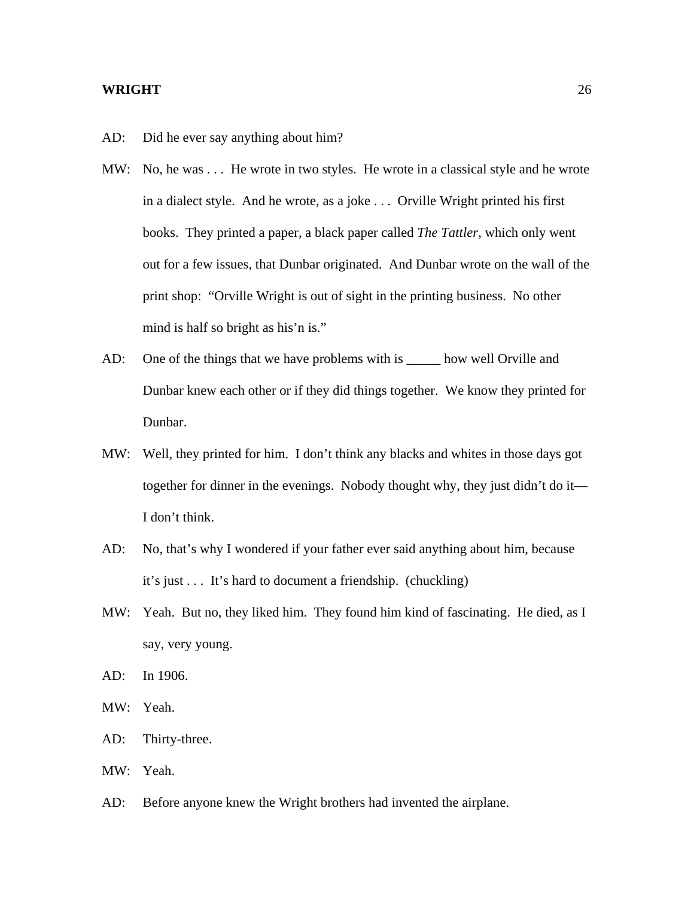AD: Did he ever say anything about him?

MW: No, he was . . . He wrote in two styles. He wrote in a classical style and he wrote in a dialect style. And he wrote, as a joke . . . Orville Wright printed his first books. They printed a paper, a black paper called *The Tattler*, which only went out for a few issues, that Dunbar originated. And Dunbar wrote on the wall of the print shop: "Orville Wright is out of sight in the printing business. No other mind is half so bright as his'n is."

AD: One of the things that we have problems with is _____ how well Orville and Dunbar knew each other or if they did things together. We know they printed for Dunbar.

MW: Well, they printed for him. I don't think any blacks and whites in those days got together for dinner in the evenings. Nobody thought why, they just didn't do it—I don't think.

AD: No, that's why I wondered if your father ever said anything about him, because it's just . . . It's hard to document a friendship. (chuckling)

MW: Yeah. But no, they liked him. They found him kind of fascinating. He died, as I say, very young.

AD: In 1906.

MW: Yeah.

AD: Thirty-three.

MW: Yeah.

AD: Before anyone knew the Wright brothers had invented the airplane.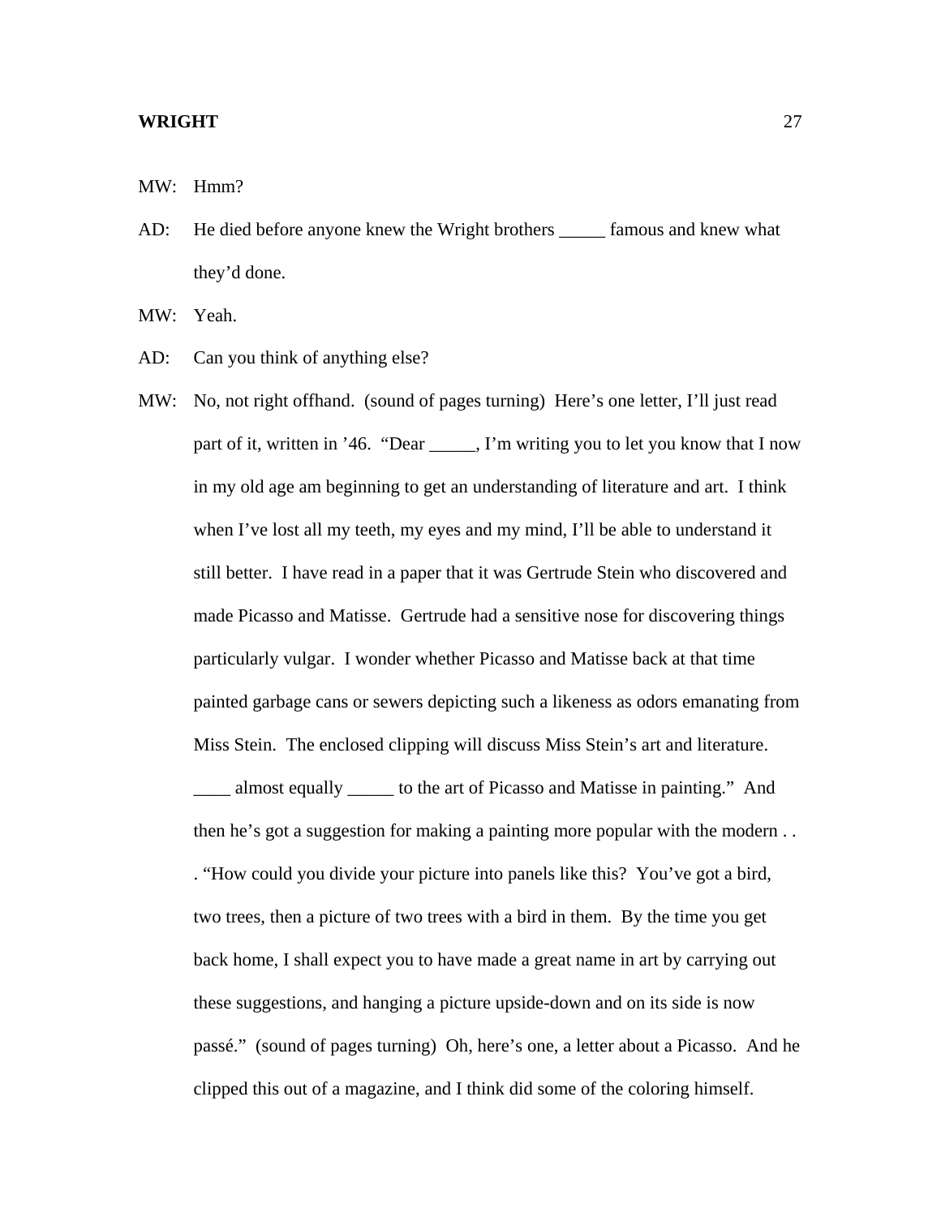MW: Hmm?

AD: He died before anyone knew the Wright brothers _____ famous and knew what they'd done.

MW: Yeah.

AD: Can you think of anything else?

MW: No, not right offhand. (sound of pages turning) Here's one letter, I'll just read part of it, written in '46. "Dear _____, I'm writing you to let you know that I now in my old age am beginning to get an understanding of literature and art. I think when I've lost all my teeth, my eyes and my mind, I'll be able to understand it still better. I have read in a paper that it was Gertrude Stein who discovered and made Picasso and Matisse. Gertrude had a sensitive nose for discovering things particularly vulgar. I wonder whether Picasso and Matisse back at that time painted garbage cans or sewers depicting such a likeness as odors emanating from Miss Stein. The enclosed clipping will discuss Miss Stein's art and literature. ____ almost equally _____ to the art of Picasso and Matisse in painting." And then he's got a suggestion for making a painting more popular with the modern . . . "How could you divide your picture into panels like this? You've got a bird, two trees, then a picture of two trees with a bird in them. By the time you get back home, I shall expect you to have made a great name in art by carrying out these suggestions, and hanging a picture upside-down and on its side is now passé." (sound of pages turning) Oh, here's one, a letter about a Picasso. And he clipped this out of a magazine, and I think did some of the coloring himself.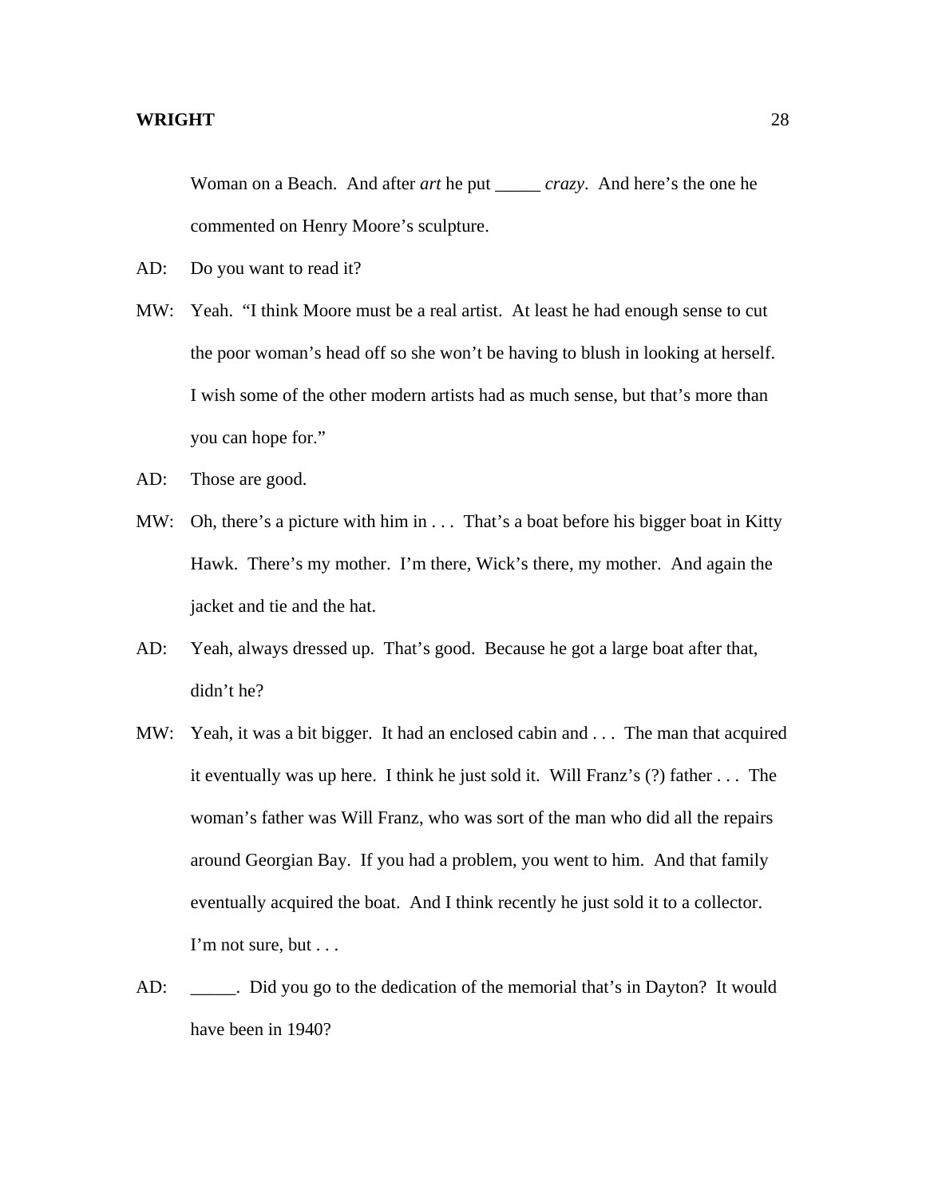Woman on a Beach. And after *art* he put _____ *crazy*. And here's the one he commented on Henry Moore's sculpture.

AD: Do you want to read it?

MW: Yeah. "I think Moore must be a real artist. At least he had enough sense to cut the poor woman's head off so she won't be having to blush in looking at herself. I wish some of the other modern artists had as much sense, but that's more than you can hope for."

AD: Those are good.

MW: Oh, there's a picture with him in . . . That's a boat before his bigger boat in Kitty Hawk. There's my mother. I'm there, Wick's there, my mother. And again the jacket and tie and the hat.

AD: Yeah, always dressed up. That's good. Because he got a large boat after that, didn't he?

MW: Yeah, it was a bit bigger. It had an enclosed cabin and . . . The man that acquired it eventually was up here. I think he just sold it. Will Franz's (?) father . . . The woman's father was Will Franz, who was sort of the man who did all the repairs around Georgian Bay. If you had a problem, you went to him. And that family eventually acquired the boat. And I think recently he just sold it to a collector. I'm not sure, but . . .

AD: _____. Did you go to the dedication of the memorial that's in Dayton? It would have been in 1940?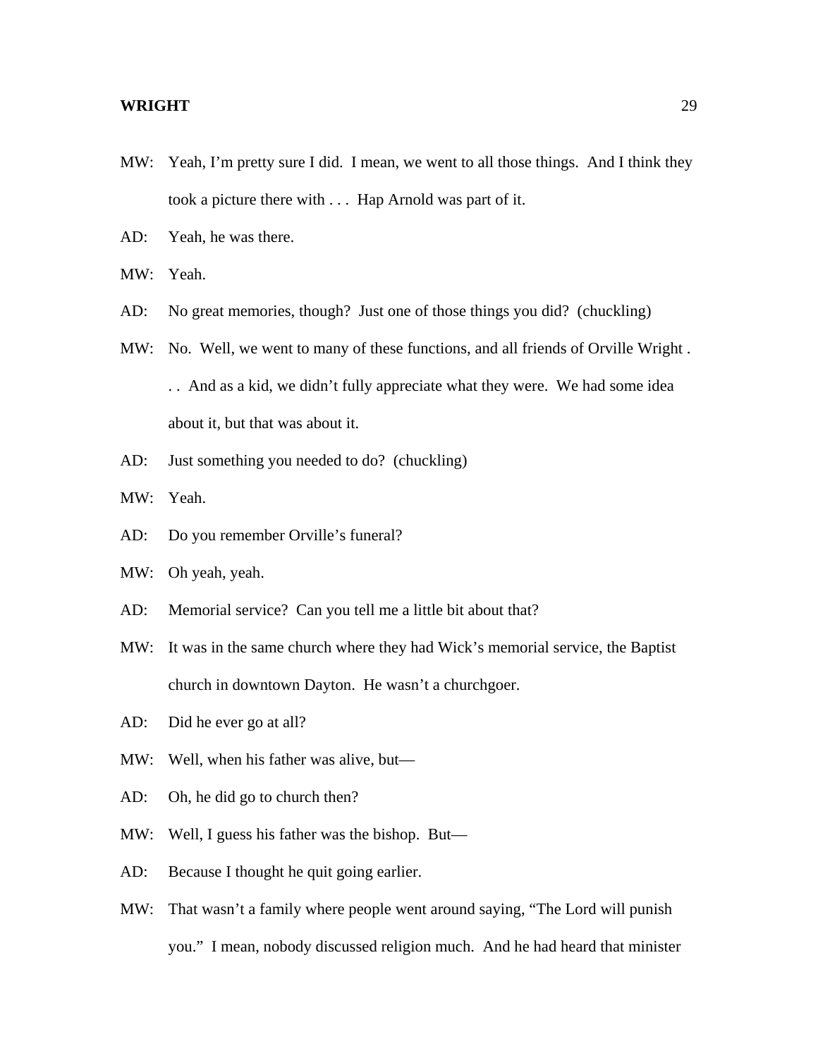MW: Yeah, I'm pretty sure I did. I mean, we went to all those things. And I think they took a picture there with . . . Hap Arnold was part of it.

AD: Yeah, he was there.

MW: Yeah.

AD: No great memories, though? Just one of those things you did? (chuckling)

MW: No. Well, we went to many of these functions, and all friends of Orville Wright . . . And as a kid, we didn't fully appreciate what they were. We had some idea about it, but that was about it.

AD: Just something you needed to do? (chuckling)

MW: Yeah.

AD: Do you remember Orville's funeral?

MW: Oh yeah, yeah.

AD: Memorial service? Can you tell me a little bit about that?

MW: It was in the same church where they had Wick's memorial service, the Baptist church in downtown Dayton. He wasn't a churchgoer.

AD: Did he ever go at all?

MW: Well, when his father was alive, but—

AD: Oh, he did go to church then?

MW: Well, I guess his father was the bishop. But—

AD: Because I thought he quit going earlier.

MW: That wasn't a family where people went around saying, "The Lord will punish you." I mean, nobody discussed religion much. And he had heard that minister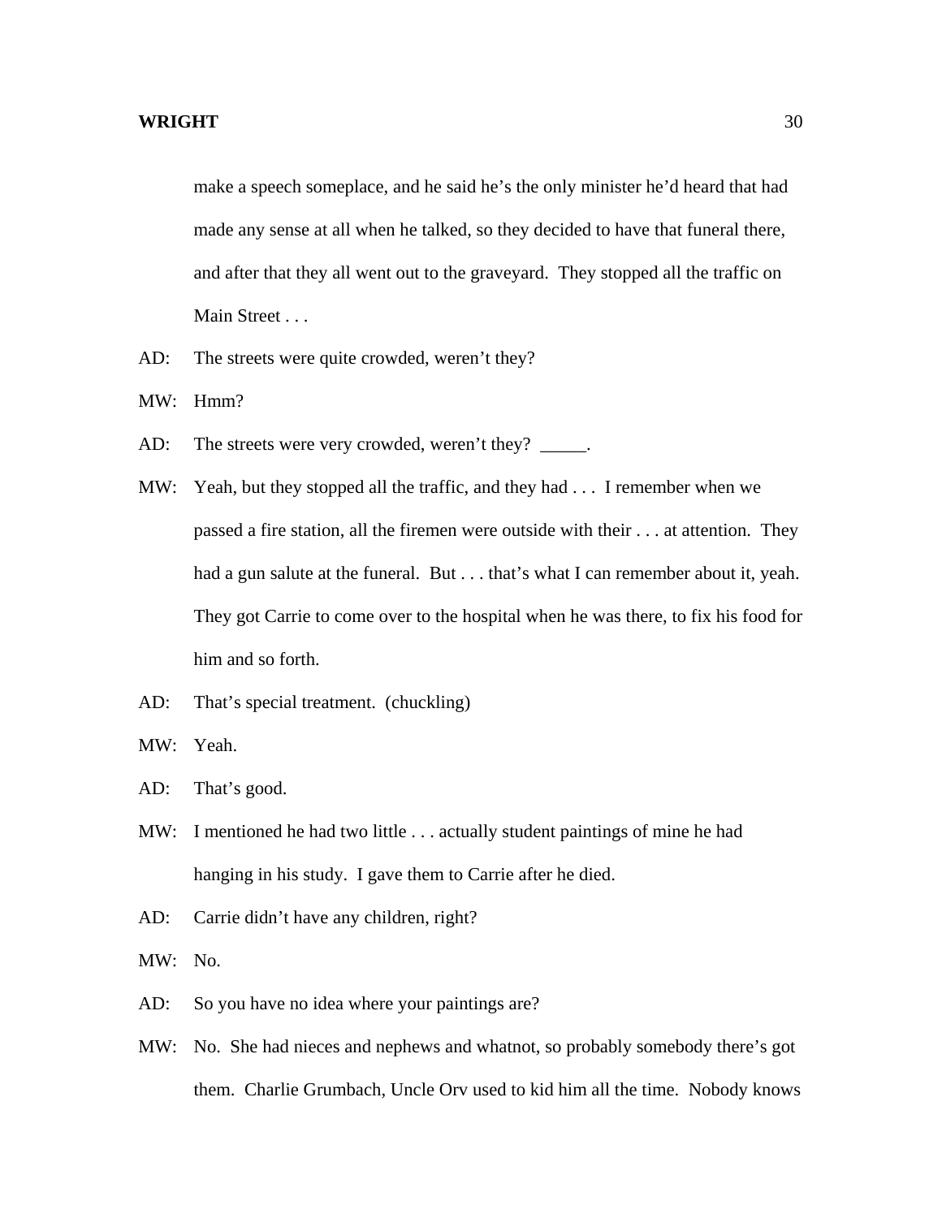make a speech someplace, and he said he's the only minister he'd heard that had made any sense at all when he talked, so they decided to have that funeral there, and after that they all went out to the graveyard. They stopped all the traffic on Main Street . . .

AD: The streets were quite crowded, weren't they?

MW: Hmm?

AD: The streets were very crowded, weren't they? _____.

MW: Yeah, but they stopped all the traffic, and they had . . . I remember when we passed a fire station, all the firemen were outside with their . . . at attention. They had a gun salute at the funeral. But . . . that's what I can remember about it, yeah. They got Carrie to come over to the hospital when he was there, to fix his food for him and so forth.

AD: That's special treatment. (chuckling)

MW: Yeah.

AD: That's good.

MW: I mentioned he had two little . . . actually student paintings of mine he had hanging in his study. I gave them to Carrie after he died.

AD: Carrie didn't have any children, right?

MW: No.

AD: So you have no idea where your paintings are?

MW: No. She had nieces and nephews and whatnot, so probably somebody there's got them. Charlie Grumbach, Uncle Orv used to kid him all the time. Nobody knows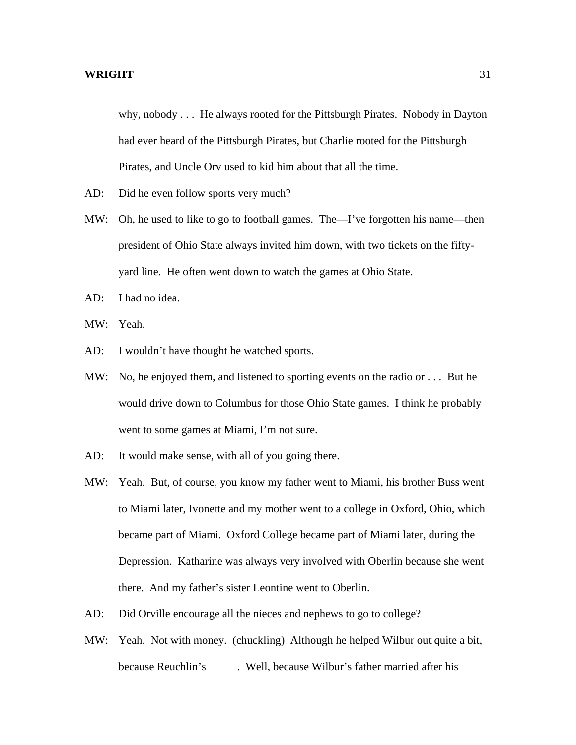why, nobody . . . He always rooted for the Pittsburgh Pirates. Nobody in Dayton had ever heard of the Pittsburgh Pirates, but Charlie rooted for the Pittsburgh Pirates, and Uncle Orv used to kid him about that all the time.

AD: Did he even follow sports very much?

MW: Oh, he used to like to go to football games. The—I've forgotten his name—then president of Ohio State always invited him down, with two tickets on the fifty-yard line. He often went down to watch the games at Ohio State.

AD: I had no idea.

MW: Yeah.

AD: I wouldn't have thought he watched sports.

MW: No, he enjoyed them, and listened to sporting events on the radio or . . . But he would drive down to Columbus for those Ohio State games. I think he probably went to some games at Miami, I'm not sure.

AD: It would make sense, with all of you going there.

MW: Yeah. But, of course, you know my father went to Miami, his brother Buss went to Miami later, Ivonette and my mother went to a college in Oxford, Ohio, which became part of Miami. Oxford College became part of Miami later, during the Depression. Katharine was always very involved with Oberlin because she went there. And my father's sister Leontine went to Oberlin.

AD: Did Orville encourage all the nieces and nephews to go to college?

MW: Yeah. Not with money. (chuckling) Although he helped Wilbur out quite a bit, because Reuchlin's _____. Well, because Wilbur's father married after his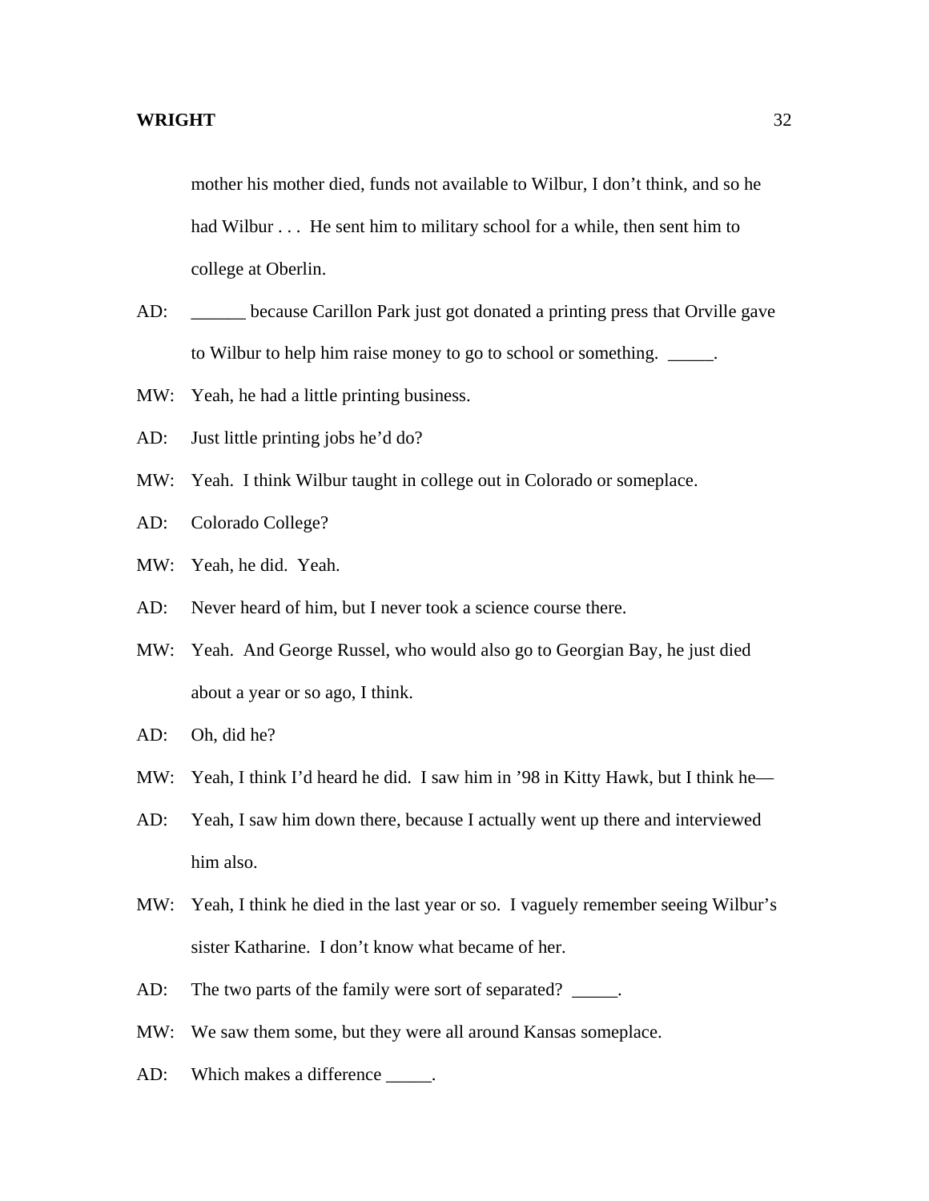mother his mother died, funds not available to Wilbur, I don't think, and so he had Wilbur . . . He sent him to military school for a while, then sent him to college at Oberlin.

AD: ______ because Carillon Park just got donated a printing press that Orville gave to Wilbur to help him raise money to go to school or something. _____.

MW: Yeah, he had a little printing business.

AD: Just little printing jobs he'd do?

MW: Yeah. I think Wilbur taught in college out in Colorado or someplace.

AD: Colorado College?

MW: Yeah, he did. Yeah.

AD: Never heard of him, but I never took a science course there.

MW: Yeah. And George Russel, who would also go to Georgian Bay, he just died about a year or so ago, I think.

AD: Oh, did he?

MW: Yeah, I think I'd heard he did. I saw him in '98 in Kitty Hawk, but I think he—

AD: Yeah, I saw him down there, because I actually went up there and interviewed him also.

MW: Yeah, I think he died in the last year or so. I vaguely remember seeing Wilbur's sister Katharine. I don't know what became of her.

AD: The two parts of the family were sort of separated? _____.

MW: We saw them some, but they were all around Kansas someplace.

AD: Which makes a difference _____.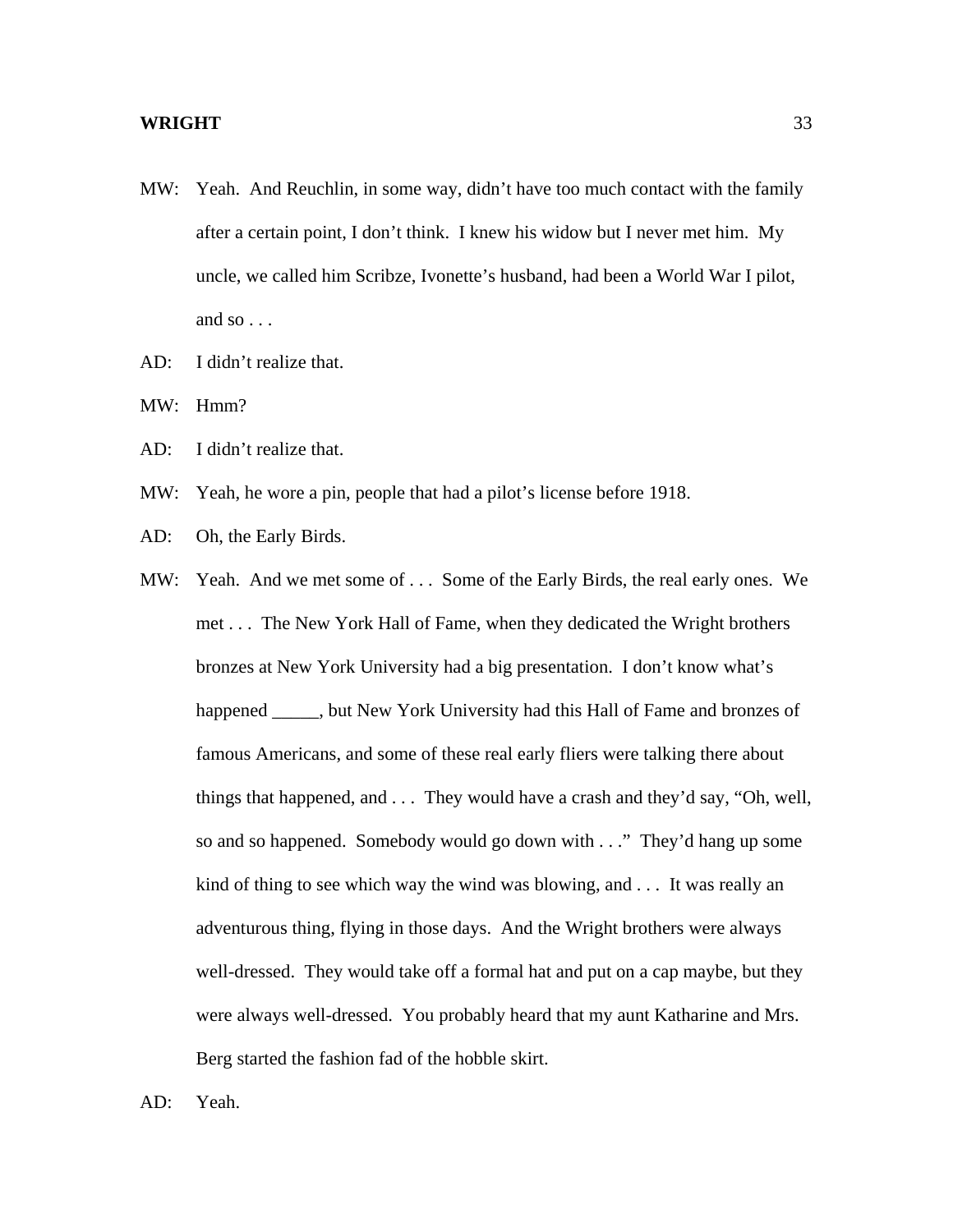MW: Yeah. And Reuchlin, in some way, didn't have too much contact with the family after a certain point, I don't think. I knew his widow but I never met him. My uncle, we called him Scribze, Ivonette's husband, had been a World War I pilot, and so . . .

AD: I didn't realize that.

MW: Hmm?

AD: I didn't realize that.

MW: Yeah, he wore a pin, people that had a pilot's license before 1918.

AD: Oh, the Early Birds.

MW: Yeah. And we met some of . . . Some of the Early Birds, the real early ones. We met . . . The New York Hall of Fame, when they dedicated the Wright brothers bronzes at New York University had a big presentation. I don't know what's happened _____, but New York University had this Hall of Fame and bronzes of famous Americans, and some of these real early fliers were talking there about things that happened, and . . . They would have a crash and they'd say, "Oh, well, so and so happened. Somebody would go down with . . ." They'd hang up some kind of thing to see which way the wind was blowing, and . . . It was really an adventurous thing, flying in those days. And the Wright brothers were always well-dressed. They would take off a formal hat and put on a cap maybe, but they were always well-dressed. You probably heard that my aunt Katharine and Mrs. Berg started the fashion fad of the hobble skirt.

AD: Yeah.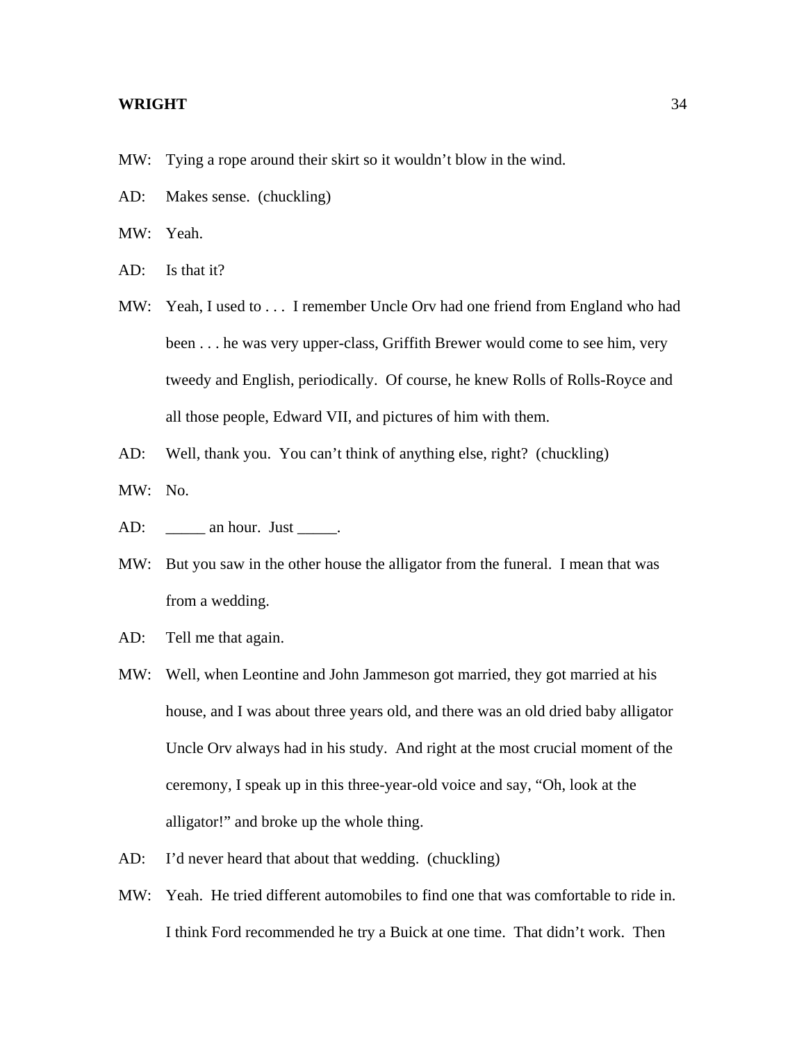MW: Tying a rope around their skirt so it wouldn't blow in the wind.

AD: Makes sense. (chuckling)

MW: Yeah.

AD: Is that it?

MW: Yeah, I used to . . . I remember Uncle Orv had one friend from England who had been . . . he was very upper-class, Griffith Brewer would come to see him, very tweedy and English, periodically. Of course, he knew Rolls of Rolls-Royce and all those people, Edward VII, and pictures of him with them.

AD: Well, thank you. You can't think of anything else, right? (chuckling)

MW: No.

AD: _____ an hour. Just _____.

MW: But you saw in the other house the alligator from the funeral. I mean that was from a wedding.

AD: Tell me that again.

MW: Well, when Leontine and John Jammeson got married, they got married at his house, and I was about three years old, and there was an old dried baby alligator Uncle Orv always had in his study. And right at the most crucial moment of the ceremony, I speak up in this three-year-old voice and say, "Oh, look at the alligator!" and broke up the whole thing.

AD: I'd never heard that about that wedding. (chuckling)

MW: Yeah. He tried different automobiles to find one that was comfortable to ride in. I think Ford recommended he try a Buick at one time. That didn't work. Then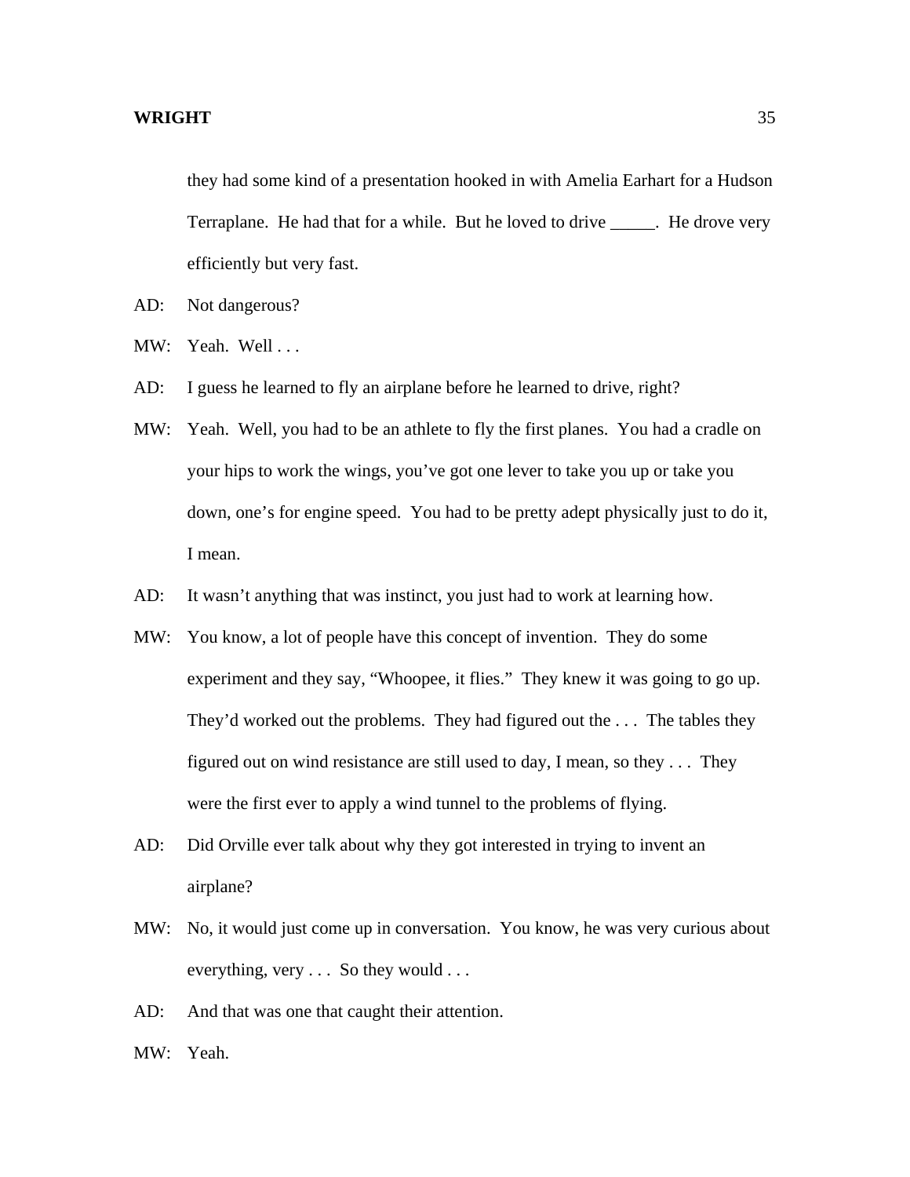they had some kind of a presentation hooked in with Amelia Earhart for a Hudson Terraplane. He had that for a while. But he loved to drive _____. He drove very efficiently but very fast.

AD: Not dangerous?

MW: Yeah. Well . . .

AD: I guess he learned to fly an airplane before he learned to drive, right?

MW: Yeah. Well, you had to be an athlete to fly the first planes. You had a cradle on your hips to work the wings, you've got one lever to take you up or take you down, one's for engine speed. You had to be pretty adept physically just to do it, I mean.

AD: It wasn't anything that was instinct, you just had to work at learning how.

MW: You know, a lot of people have this concept of invention. They do some experiment and they say, "Whoopee, it flies." They knew it was going to go up. They'd worked out the problems. They had figured out the . . . The tables they figured out on wind resistance are still used to day, I mean, so they . . . They were the first ever to apply a wind tunnel to the problems of flying.

AD: Did Orville ever talk about why they got interested in trying to invent an airplane?

MW: No, it would just come up in conversation. You know, he was very curious about everything, very . . . So they would . . .

AD: And that was one that caught their attention.

MW: Yeah.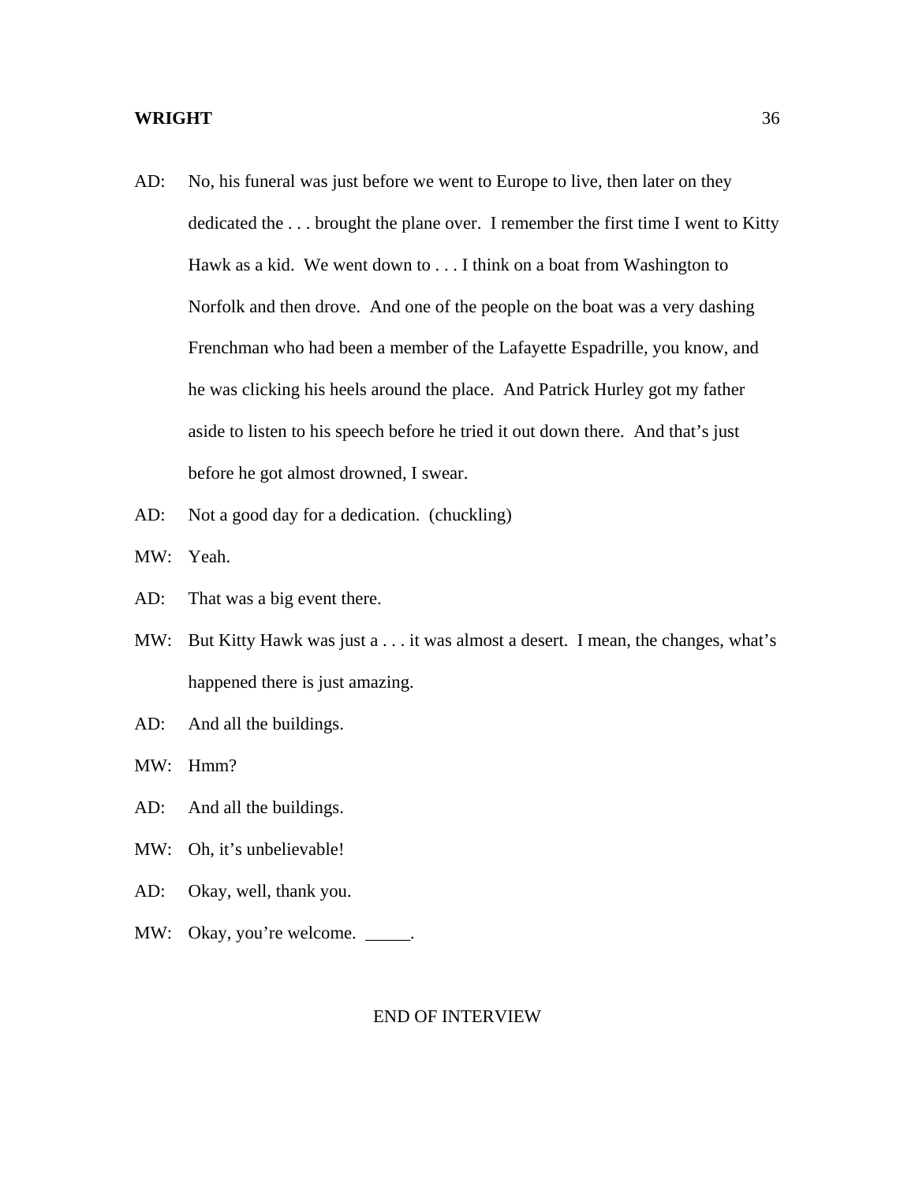AD: No, his funeral was just before we went to Europe to live, then later on they dedicated the . . . brought the plane over. I remember the first time I went to Kitty Hawk as a kid. We went down to . . . I think on a boat from Washington to Norfolk and then drove. And one of the people on the boat was a very dashing Frenchman who had been a member of the Lafayette Espadrille, you know, and he was clicking his heels around the place. And Patrick Hurley got my father aside to listen to his speech before he tried it out down there. And that's just before he got almost drowned, I swear.

AD: Not a good day for a dedication. (chuckling)

MW: Yeah.

AD: That was a big event there.

MW: But Kitty Hawk was just a . . . it was almost a desert. I mean, the changes, what's happened there is just amazing.

AD: And all the buildings.

MW: Hmm?

AD: And all the buildings.

MW: Oh, it's unbelievable!

AD: Okay, well, thank you.

MW: Okay, you're welcome. _____.

END OF INTERVIEW